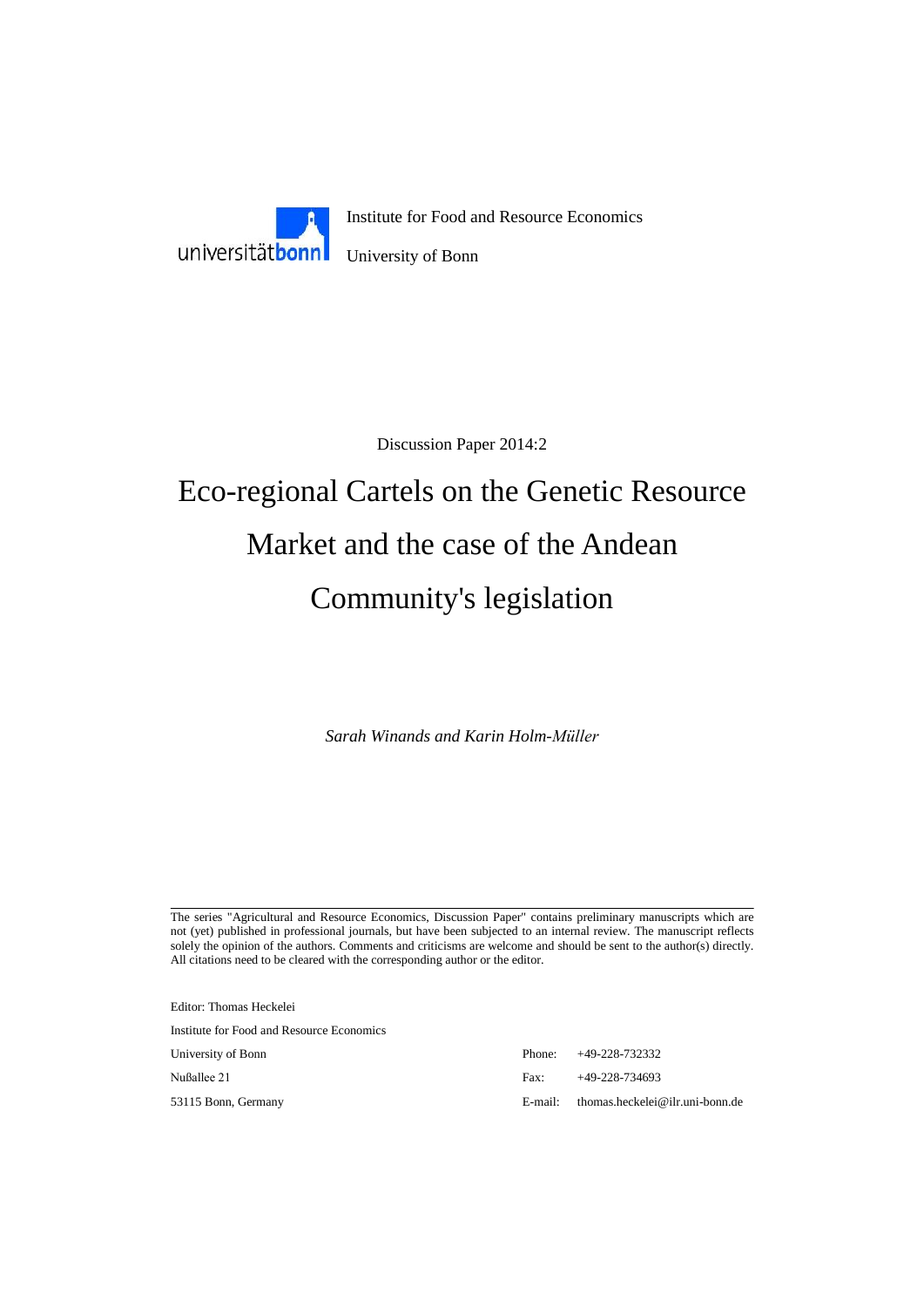universitätbonn

Institute for Food and Resource Economics

University of Bonn

Discussion Paper 2014:2

# Eco-regional Cartels on the Genetic Resource Market and the case of the Andean Community's legislation

*Sarah Winands and Karin Holm-Müller*

---

The series "Agricultural and Resource Economics, Discussion Paper" contains preliminary manuscripts which are not (yet) published in professional journals, but have been subjected to an internal review. The manuscript reflects solely the opinion of the authors. Comments and criticisms are welcome and should be sent to the author(s) directly. All citations need to be cleared with the corresponding author or the editor.

Editor: Thomas Heckelei

Institute for Food and Resource Economics

University of Bonn

Nußallee 21

53115 Bonn, Germany

Phone: +49-228-732332

Fax: +49-228-734693

E-mail: thomas.heckelei@ilr.uni-bonn.de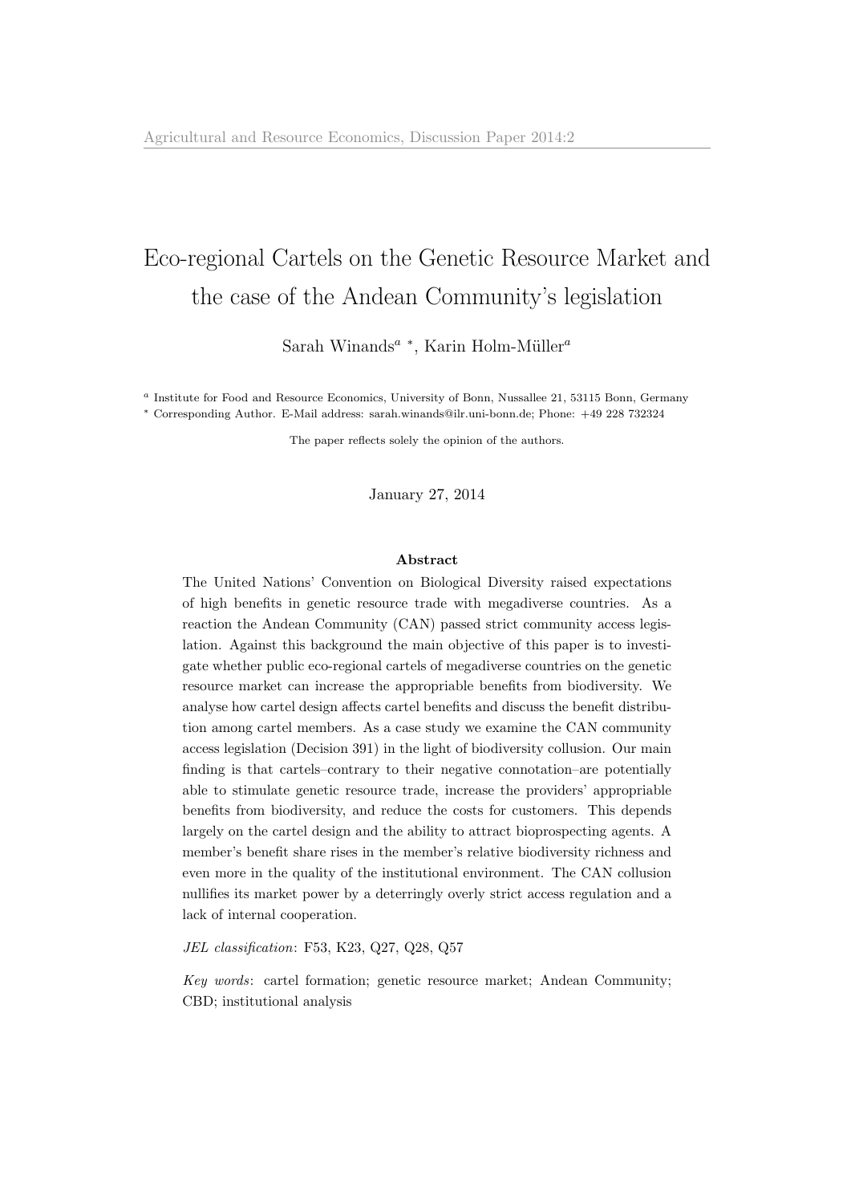# Eco-regional Cartels on the Genetic Resource Market and the case of the Andean Community's legislation

Sarah Winands[a *], Karin Holm-Müller[a]

[a] Institute for Food and Resource Economics, University of Bonn, Nussallee 21, 53115 Bonn, Germany

[*] Corresponding Author. E-Mail address: sarah.winands@ilr.uni-bonn.de; Phone: +49 228 732324

The paper reflects solely the opinion of the authors.

January 27, 2014

**Abstract**

The United Nations' Convention on Biological Diversity raised expectations of high benefits in genetic resource trade with megadiverse countries. As a reaction the Andean Community (CAN) passed strict community access legislation. Against this background the main objective of this paper is to investigate whether public eco-regional cartels of megadiverse countries on the genetic resource market can increase the appropriable benefits from biodiversity. We analyse how cartel design affects cartel benefits and discuss the benefit distribution among cartel members. As a case study we examine the CAN community access legislation (Decision 391) in the light of biodiversity collusion. Our main finding is that cartels–contrary to their negative connotation–are potentially able to stimulate genetic resource trade, increase the providers' appropriable benefits from biodiversity, and reduce the costs for customers. This depends largely on the cartel design and the ability to attract bioprospecting agents. A member's benefit share rises in the member's relative biodiversity richness and even more in the quality of the institutional environment. The CAN collusion nullifies its market power by a deterringly overly strict access regulation and a lack of internal cooperation.

*JEL classification*: F53, K23, Q27, Q28, Q57

*Key words*: cartel formation; genetic resource market; Andean Community; CBD; institutional analysis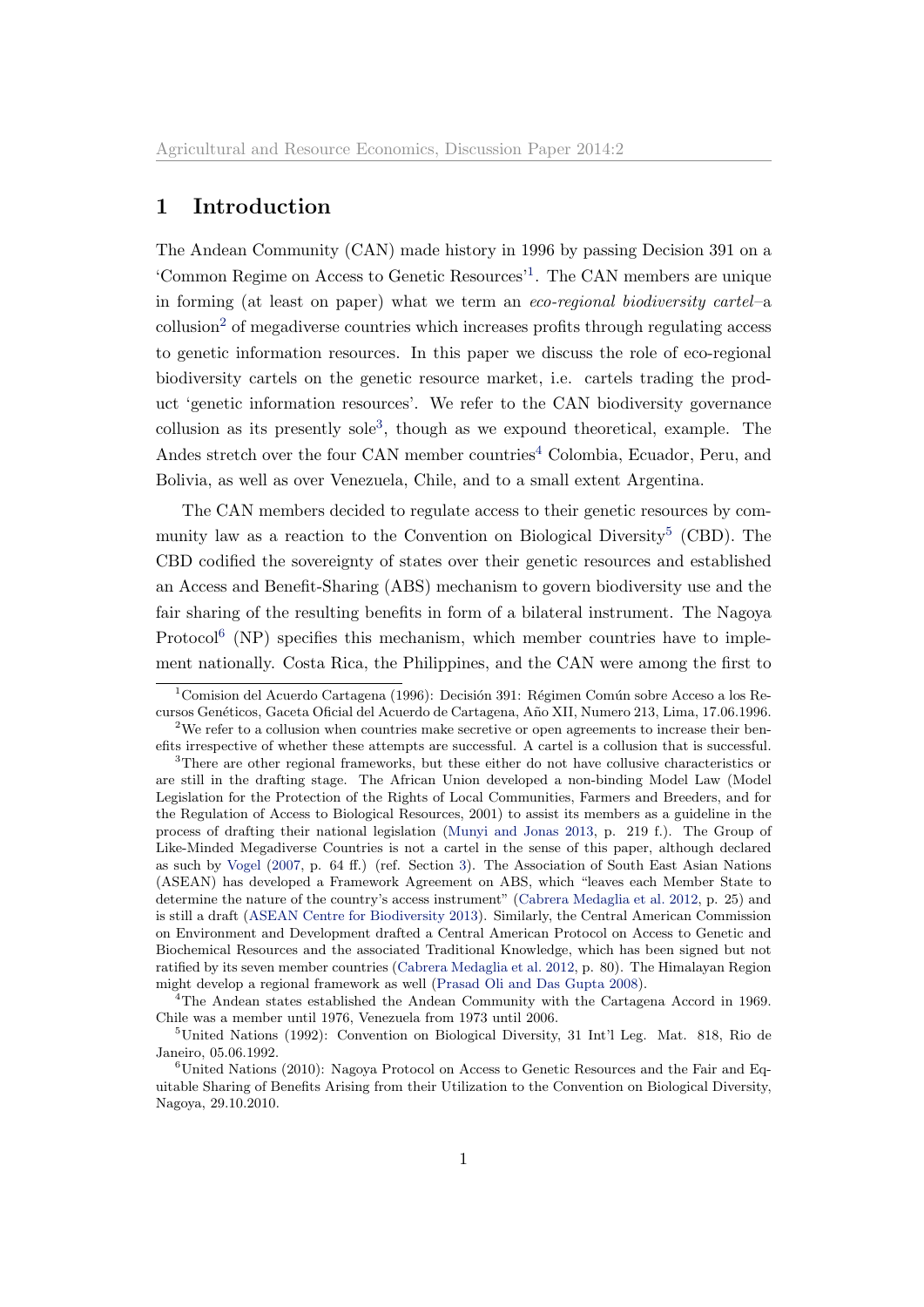# 1 Introduction

The Andean Community (CAN) made history in 1996 by passing Decision 391 on a 'Common Regime on Access to Genetic Resources'[1]. The CAN members are unique in forming (at least on paper) what we term an *eco-regional biodiversity cartel*–a collusion[2] of megadiverse countries which increases profits through regulating access to genetic information resources. In this paper we discuss the role of eco-regional biodiversity cartels on the genetic resource market, i.e. cartels trading the product 'genetic information resources'. We refer to the CAN biodiversity governance collusion as its presently sole[3], though as we expound theoretical, example. The Andes stretch over the four CAN member countries[4] Colombia, Ecuador, Peru, and Bolivia, as well as over Venezuela, Chile, and to a small extent Argentina.

The CAN members decided to regulate access to their genetic resources by community law as a reaction to the Convention on Biological Diversity[5] (CBD). The CBD codified the sovereignty of states over their genetic resources and established an Access and Benefit-Sharing (ABS) mechanism to govern biodiversity use and the fair sharing of the resulting benefits in form of a bilateral instrument. The Nagoya Protocol[6] (NP) specifies this mechanism, which member countries have to implement nationally. Costa Rica, the Philippines, and the CAN were among the first to

[1] Comision del Acuerdo Cartagena (1996): Decisión 391: Régimen Común sobre Acceso a los Recursos Genéticos, Gaceta Oficial del Acuerdo de Cartagena, Año XII, Numero 213, Lima, 17.06.1996.

[2] We refer to a collusion when countries make secretive or open agreements to increase their benefits irrespective of whether these attempts are successful. A cartel is a collusion that is successful.

[3] There are other regional frameworks, but these either do not have collusive characteristics or are still in the drafting stage. The African Union developed a non-binding Model Law (Model Legislation for the Protection of the Rights of Local Communities, Farmers and Breeders, and for the Regulation of Access to Biological Resources, 2001) to assist its members as a guideline in the process of drafting their national legislation (Munyi and Jonas 2013, p. 219 f.). The Group of Like-Minded Megadiverse Countries is not a cartel in the sense of this paper, although declared as such by Vogel (2007, p. 64 ff.) (ref. Section 3). The Association of South East Asian Nations (ASEAN) has developed a Framework Agreement on ABS, which "leaves each Member State to determine the nature of the country's access instrument" (Cabrera Medaglia et al. 2012, p. 25) and is still a draft (ASEAN Centre for Biodiversity 2013). Similarly, the Central American Commission on Environment and Development drafted a Central American Protocol on Access to Genetic and Biochemical Resources and the associated Traditional Knowledge, which has been signed but not ratified by its seven member countries (Cabrera Medaglia et al. 2012, p. 80). The Himalayan Region might develop a regional framework as well (Prasad Oli and Das Gupta 2008).

[4] The Andean states established the Andean Community with the Cartagena Accord in 1969. Chile was a member until 1976, Venezuela from 1973 until 2006.

[5] United Nations (1992): Convention on Biological Diversity, 31 Int'l Leg. Mat. 818, Rio de Janeiro, 05.06.1992.

[6] United Nations (2010): Nagoya Protocol on Access to Genetic Resources and the Fair and Equitable Sharing of Benefits Arising from their Utilization to the Convention on Biological Diversity, Nagoya, 29.10.2010.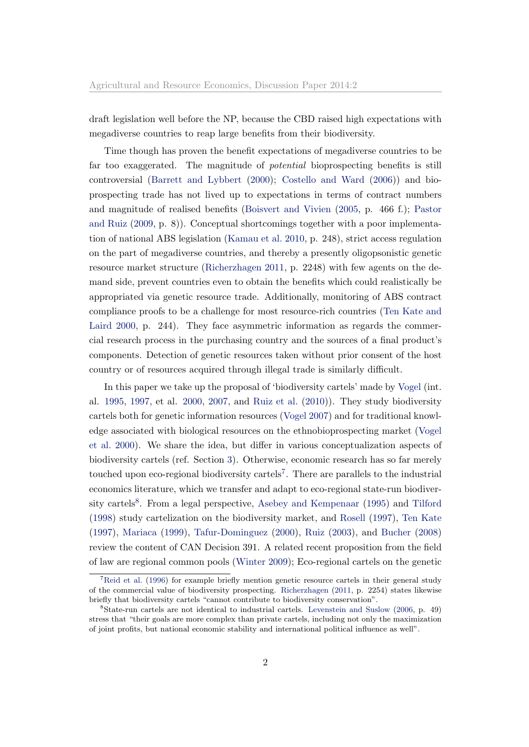draft legislation well before the NP, because the CBD raised high expectations with megadiverse countries to reap large benefits from their biodiversity.

Time though has proven the benefit expectations of megadiverse countries to be far too exaggerated. The magnitude of *potential* bioprospecting benefits is still controversial (Barrett and Lybbert (2000); Costello and Ward (2006)) and bioprospecting trade has not lived up to expectations in terms of contract numbers and magnitude of realised benefits (Boisvert and Vivien (2005, p. 466 f.); Pastor and Ruiz (2009, p. 8)). Conceptual shortcomings together with a poor implementation of national ABS legislation (Kamau et al. 2010, p. 248), strict access regulation on the part of megadiverse countries, and thereby a presently oligopsonistic genetic resource market structure (Richerzhagen 2011, p. 2248) with few agents on the demand side, prevent countries even to obtain the benefits which could realistically be appropriated via genetic resource trade. Additionally, monitoring of ABS contract compliance proofs to be a challenge for most resource-rich countries (Ten Kate and Laird 2000, p. 244). They face asymmetric information as regards the commercial research process in the purchasing country and the sources of a final product's components. Detection of genetic resources taken without prior consent of the host country or of resources acquired through illegal trade is similarly difficult.

In this paper we take up the proposal of 'biodiversity cartels' made by Vogel (int. al. 1995, 1997, et al. 2000, 2007, and Ruiz et al. (2010)). They study biodiversity cartels both for genetic information resources (Vogel 2007) and for traditional knowledge associated with biological resources on the ethnobioprospecting market (Vogel et al. 2000). We share the idea, but differ in various conceptualization aspects of biodiversity cartels (ref. Section 3). Otherwise, economic research has so far merely touched upon eco-regional biodiversity cartels[7]. There are parallels to the industrial economics literature, which we transfer and adapt to eco-regional state-run biodiversity cartels[8]. From a legal perspective, Asebey and Kempenaar (1995) and Tilford (1998) study cartelization on the biodiversity market, and Rosell (1997), Ten Kate (1997), Mariaca (1999), Tafur-Dominguez (2000), Ruiz (2003), and Bucher (2008) review the content of CAN Decision 391. A related recent proposition from the field of law are regional common pools (Winter 2009); Eco-regional cartels on the genetic

[7] Reid et al. (1996) for example briefly mention genetic resource cartels in their general study of the commercial value of biodiversity prospecting. Richerzhagen (2011, p. 2254) states likewise briefly that biodiversity cartels "cannot contribute to biodiversity conservation".

[8] State-run cartels are not identical to industrial cartels. Levenstein and Suslow (2006, p. 49) stress that "their goals are more complex than private cartels, including not only the maximization of joint profits, but national economic stability and international political influence as well".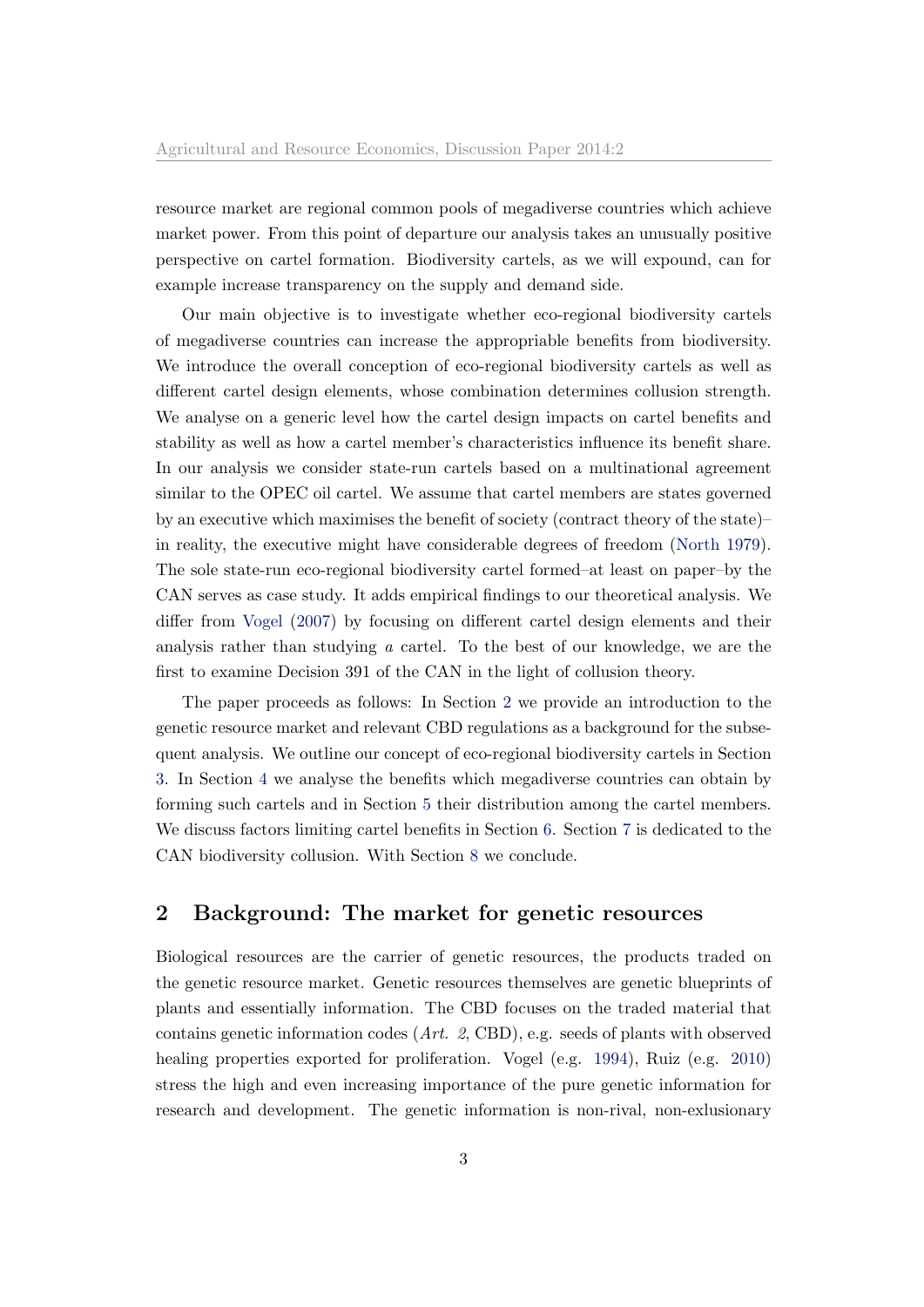resource market are regional common pools of megadiverse countries which achieve market power. From this point of departure our analysis takes an unusually positive perspective on cartel formation. Biodiversity cartels, as we will expound, can for example increase transparency on the supply and demand side.

Our main objective is to investigate whether eco-regional biodiversity cartels of megadiverse countries can increase the appropriable benefits from biodiversity. We introduce the overall conception of eco-regional biodiversity cartels as well as different cartel design elements, whose combination determines collusion strength. We analyse on a generic level how the cartel design impacts on cartel benefits and stability as well as how a cartel member's characteristics influence its benefit share. In our analysis we consider state-run cartels based on a multinational agreement similar to the OPEC oil cartel. We assume that cartel members are states governed by an executive which maximises the benefit of society (contract theory of the state)– in reality, the executive might have considerable degrees of freedom (North 1979). The sole state-run eco-regional biodiversity cartel formed–at least on paper–by the CAN serves as case study. It adds empirical findings to our theoretical analysis. We differ from Vogel (2007) by focusing on different cartel design elements and their analysis rather than studying *a* cartel. To the best of our knowledge, we are the first to examine Decision 391 of the CAN in the light of collusion theory.

The paper proceeds as follows: In Section 2 we provide an introduction to the genetic resource market and relevant CBD regulations as a background for the subsequent analysis. We outline our concept of eco-regional biodiversity cartels in Section 3. In Section 4 we analyse the benefits which megadiverse countries can obtain by forming such cartels and in Section 5 their distribution among the cartel members. We discuss factors limiting cartel benefits in Section 6. Section 7 is dedicated to the CAN biodiversity collusion. With Section 8 we conclude.

## 2 Background: The market for genetic resources

Biological resources are the carrier of genetic resources, the products traded on the genetic resource market. Genetic resources themselves are genetic blueprints of plants and essentially information. The CBD focuses on the traded material that contains genetic information codes (*Art. 2*, CBD), e.g. seeds of plants with observed healing properties exported for proliferation. Vogel (e.g. 1994), Ruiz (e.g. 2010) stress the high and even increasing importance of the pure genetic information for research and development. The genetic information is non-rival, non-exlusionary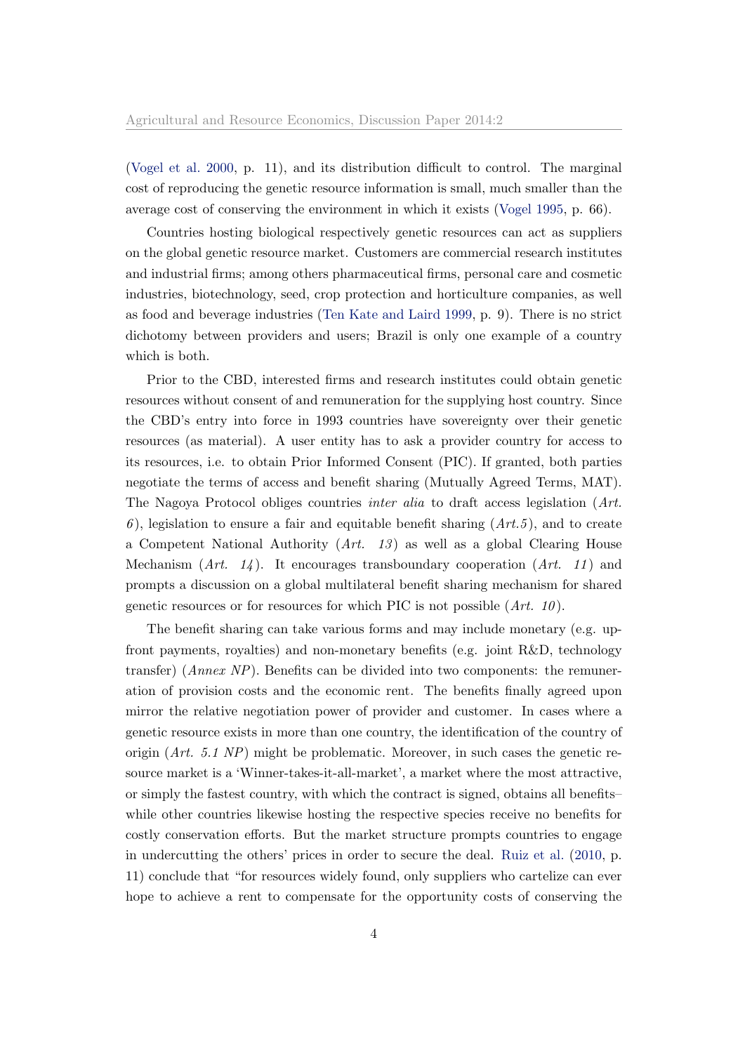(Vogel et al. 2000, p. 11), and its distribution difficult to control. The marginal cost of reproducing the genetic resource information is small, much smaller than the average cost of conserving the environment in which it exists (Vogel 1995, p. 66).

Countries hosting biological respectively genetic resources can act as suppliers on the global genetic resource market. Customers are commercial research institutes and industrial firms; among others pharmaceutical firms, personal care and cosmetic industries, biotechnology, seed, crop protection and horticulture companies, as well as food and beverage industries (Ten Kate and Laird 1999, p. 9). There is no strict dichotomy between providers and users; Brazil is only one example of a country which is both.

Prior to the CBD, interested firms and research institutes could obtain genetic resources without consent of and remuneration for the supplying host country. Since the CBD's entry into force in 1993 countries have sovereignty over their genetic resources (as material). A user entity has to ask a provider country for access to its resources, i.e. to obtain Prior Informed Consent (PIC). If granted, both parties negotiate the terms of access and benefit sharing (Mutually Agreed Terms, MAT). The Nagoya Protocol obliges countries *inter alia* to draft access legislation (*Art. 6*), legislation to ensure a fair and equitable benefit sharing (*Art.5*), and to create a Competent National Authority (*Art. 13*) as well as a global Clearing House Mechanism (*Art. 14*). It encourages transboundary cooperation (*Art. 11*) and prompts a discussion on a global multilateral benefit sharing mechanism for shared genetic resources or for resources for which PIC is not possible (*Art. 10*).

The benefit sharing can take various forms and may include monetary (e.g. upfront payments, royalties) and non-monetary benefits (e.g. joint R&D, technology transfer) (*Annex NP*). Benefits can be divided into two components: the remuneration of provision costs and the economic rent. The benefits finally agreed upon mirror the relative negotiation power of provider and customer. In cases where a genetic resource exists in more than one country, the identification of the country of origin (*Art. 5.1 NP*) might be problematic. Moreover, in such cases the genetic resource market is a 'Winner-takes-it-all-market', a market where the most attractive, or simply the fastest country, with which the contract is signed, obtains all benefits– while other countries likewise hosting the respective species receive no benefits for costly conservation efforts. But the market structure prompts countries to engage in undercutting the others' prices in order to secure the deal. Ruiz et al. (2010, p. 11) conclude that "for resources widely found, only suppliers who cartelize can ever hope to achieve a rent to compensate for the opportunity costs of conserving the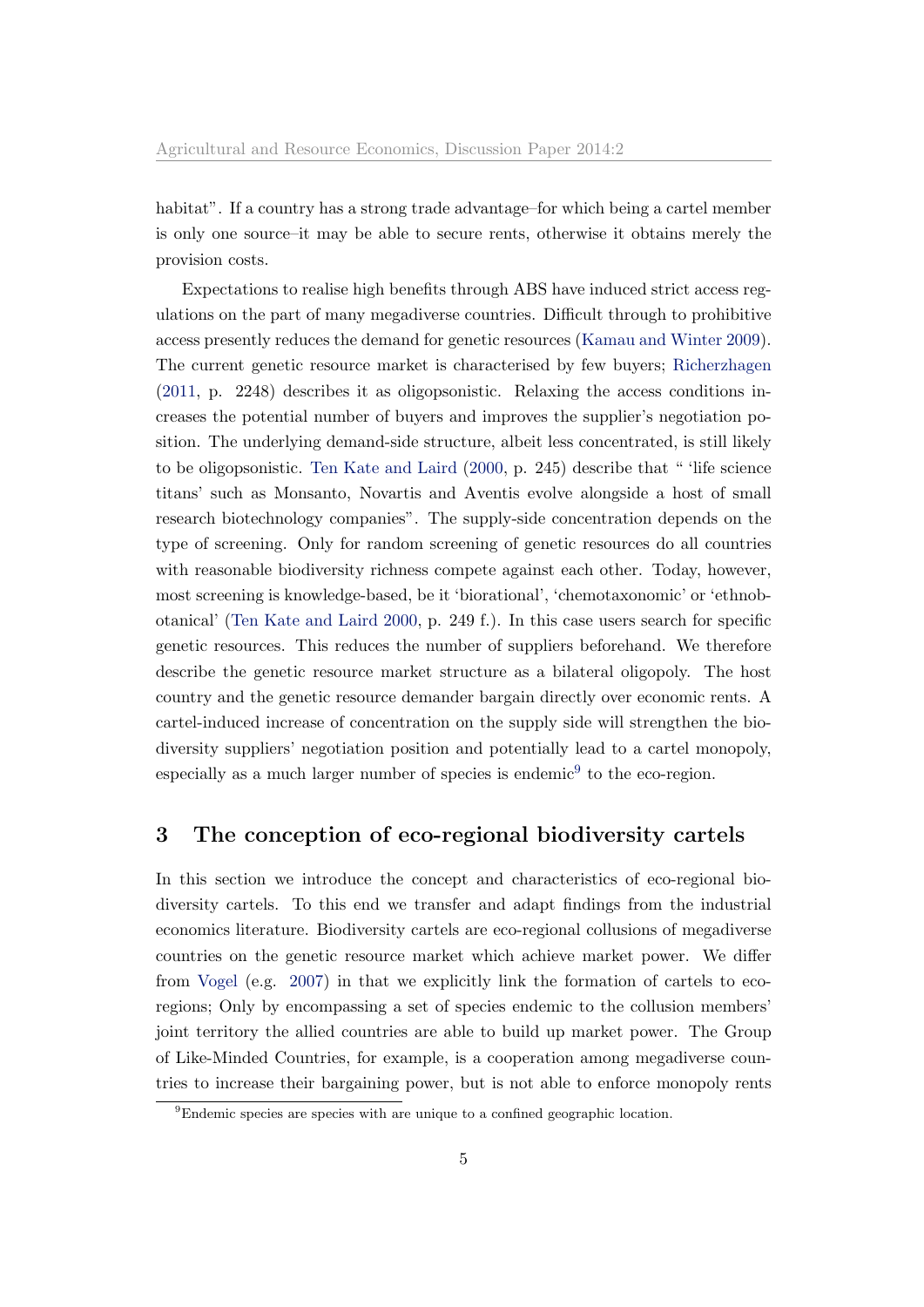habitat". If a country has a strong trade advantage–for which being a cartel member is only one source–it may be able to secure rents, otherwise it obtains merely the provision costs.

Expectations to realise high benefits through ABS have induced strict access regulations on the part of many megadiverse countries. Difficult through to prohibitive access presently reduces the demand for genetic resources (Kamau and Winter 2009). The current genetic resource market is characterised by few buyers; Richerzhagen (2011, p. 2248) describes it as oligopsonistic. Relaxing the access conditions increases the potential number of buyers and improves the supplier's negotiation position. The underlying demand-side structure, albeit less concentrated, is still likely to be oligopsonistic. Ten Kate and Laird (2000, p. 245) describe that " 'life science titans' such as Monsanto, Novartis and Aventis evolve alongside a host of small research biotechnology companies". The supply-side concentration depends on the type of screening. Only for random screening of genetic resources do all countries with reasonable biodiversity richness compete against each other. Today, however, most screening is knowledge-based, be it 'biorational', 'chemotaxonomic' or 'ethnobotanical' (Ten Kate and Laird 2000, p. 249 f.). In this case users search for specific genetic resources. This reduces the number of suppliers beforehand. We therefore describe the genetic resource market structure as a bilateral oligopoly. The host country and the genetic resource demander bargain directly over economic rents. A cartel-induced increase of concentration on the supply side will strengthen the biodiversity suppliers' negotiation position and potentially lead to a cartel monopoly, especially as a much larger number of species is endemic[9] to the eco-region.

## 3 The conception of eco-regional biodiversity cartels

In this section we introduce the concept and characteristics of eco-regional biodiversity cartels. To this end we transfer and adapt findings from the industrial economics literature. Biodiversity cartels are eco-regional collusions of megadiverse countries on the genetic resource market which achieve market power. We differ from Vogel (e.g. 2007) in that we explicitly link the formation of cartels to eco-regions; Only by encompassing a set of species endemic to the collusion members' joint territory the allied countries are able to build up market power. The Group of Like-Minded Countries, for example, is a cooperation among megadiverse countries to increase their bargaining power, but is not able to enforce monopoly rents

[9] Endemic species are species with are unique to a confined geographic location.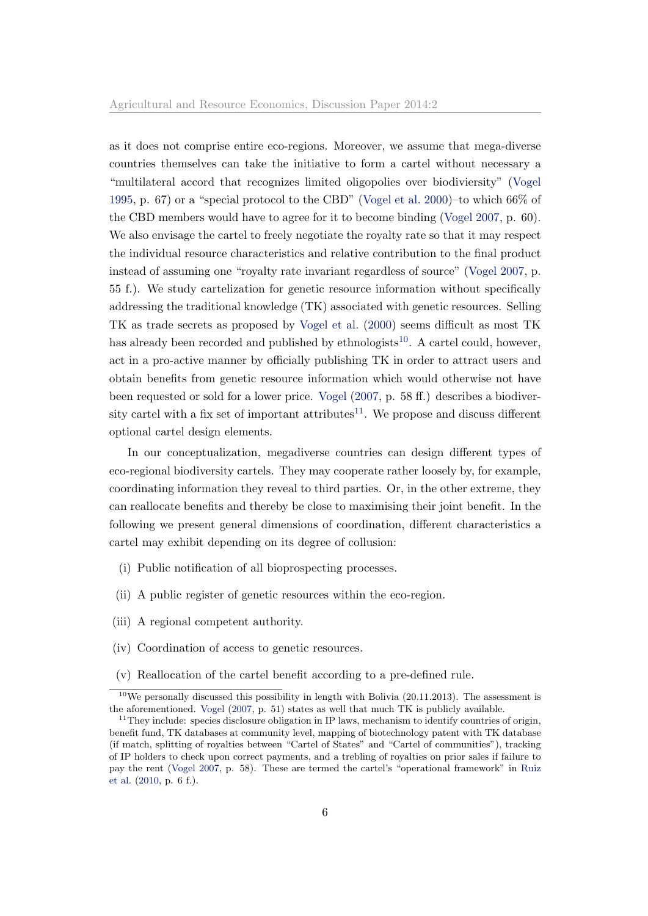as it does not comprise entire eco-regions. Moreover, we assume that mega-diverse countries themselves can take the initiative to form a cartel without necessary a "multilateral accord that recognizes limited oligopolies over biodiviersity" (Vogel 1995, p. 67) or a "special protocol to the CBD" (Vogel et al. 2000)–to which 66% of the CBD members would have to agree for it to become binding (Vogel 2007, p. 60). We also envisage the cartel to freely negotiate the royalty rate so that it may respect the individual resource characteristics and relative contribution to the final product instead of assuming one "royalty rate invariant regardless of source" (Vogel 2007, p. 55 f.). We study cartelization for genetic resource information without specifically addressing the traditional knowledge (TK) associated with genetic resources. Selling TK as trade secrets as proposed by Vogel et al. (2000) seems difficult as most TK has already been recorded and published by ethnologists[10]. A cartel could, however, act in a pro-active manner by officially publishing TK in order to attract users and obtain benefits from genetic resource information which would otherwise not have been requested or sold for a lower price. Vogel (2007, p. 58 ff.) describes a biodiversity cartel with a fix set of important attributes[11]. We propose and discuss different optional cartel design elements.

In our conceptualization, megadiverse countries can design different types of eco-regional biodiversity cartels. They may cooperate rather loosely by, for example, coordinating information they reveal to third parties. Or, in the other extreme, they can reallocate benefits and thereby be close to maximising their joint benefit. In the following we present general dimensions of coordination, different characteristics a cartel may exhibit depending on its degree of collusion:

(i) Public notification of all bioprospecting processes.

(ii) A public register of genetic resources within the eco-region.

(iii) A regional competent authority.

(iv) Coordination of access to genetic resources.

(v) Reallocation of the cartel benefit according to a pre-defined rule.

[10] We personally discussed this possibility in length with Bolivia (20.11.2013). The assessment is the aforementioned. Vogel (2007, p. 51) states as well that much TK is publicly available.

[11] They include: species disclosure obligation in IP laws, mechanism to identify countries of origin, benefit fund, TK databases at community level, mapping of biotechnology patent with TK database (if match, splitting of royalties between "Cartel of States" and "Cartel of communities"), tracking of IP holders to check upon correct payments, and a trebling of royalties on prior sales if failure to pay the rent (Vogel 2007, p. 58). These are termed the cartel's "operational framework" in Ruiz et al. (2010, p. 6 f.).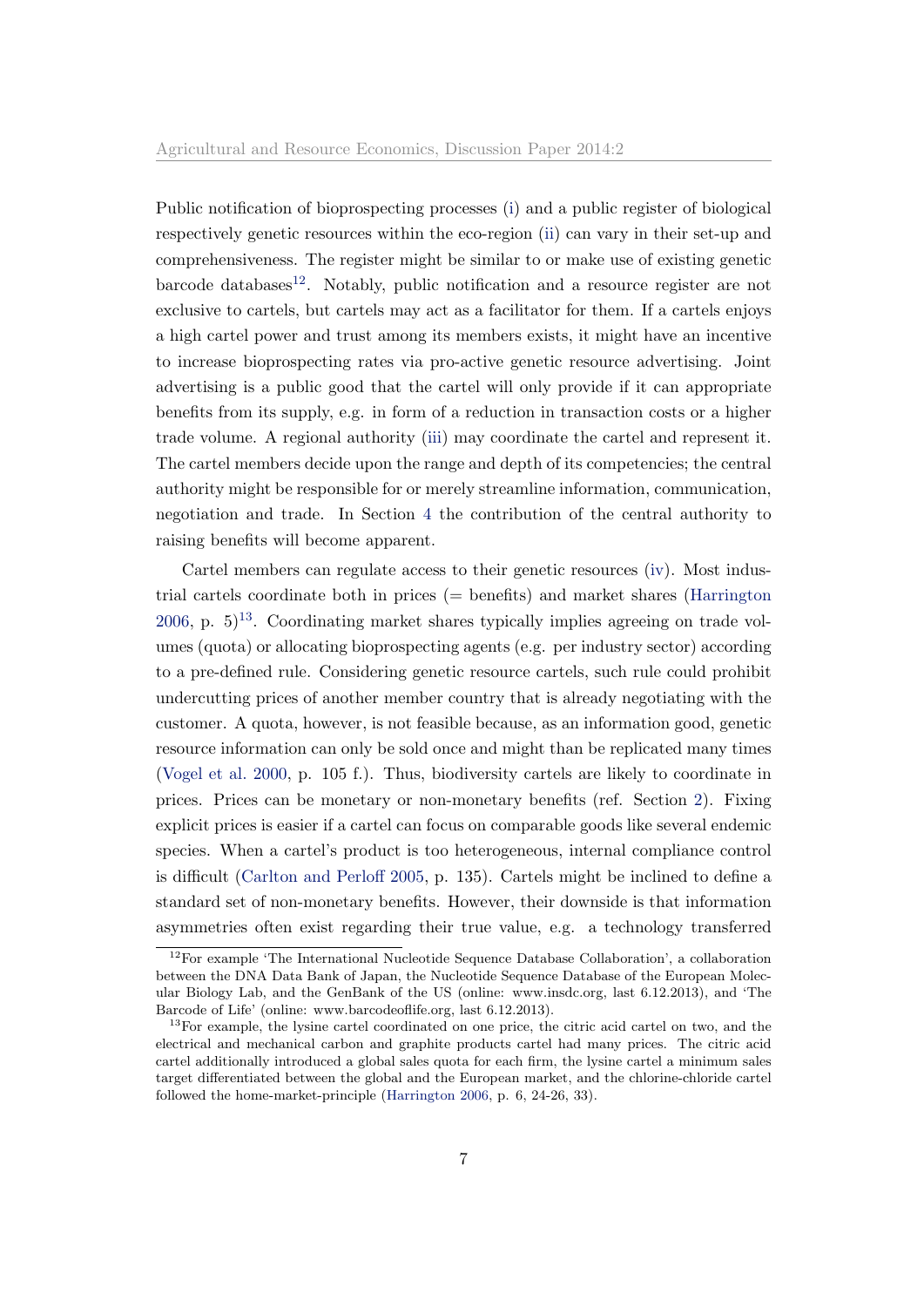Public notification of bioprospecting processes (i) and a public register of biological respectively genetic resources within the eco-region (ii) can vary in their set-up and comprehensiveness. The register might be similar to or make use of existing genetic barcode databases[12]. Notably, public notification and a resource register are not exclusive to cartels, but cartels may act as a facilitator for them. If a cartels enjoys a high cartel power and trust among its members exists, it might have an incentive to increase bioprospecting rates via pro-active genetic resource advertising. Joint advertising is a public good that the cartel will only provide if it can appropriate benefits from its supply, e.g. in form of a reduction in transaction costs or a higher trade volume. A regional authority (iii) may coordinate the cartel and represent it. The cartel members decide upon the range and depth of its competencies; the central authority might be responsible for or merely streamline information, communication, negotiation and trade. In Section 4 the contribution of the central authority to raising benefits will become apparent.

Cartel members can regulate access to their genetic resources (iv). Most industrial cartels coordinate both in prices (= benefits) and market shares (Harrington 2006, p. 5)[13]. Coordinating market shares typically implies agreeing on trade volumes (quota) or allocating bioprospecting agents (e.g. per industry sector) according to a pre-defined rule. Considering genetic resource cartels, such rule could prohibit undercutting prices of another member country that is already negotiating with the customer. A quota, however, is not feasible because, as an information good, genetic resource information can only be sold once and might than be replicated many times (Vogel et al. 2000, p. 105 f.). Thus, biodiversity cartels are likely to coordinate in prices. Prices can be monetary or non-monetary benefits (ref. Section 2). Fixing explicit prices is easier if a cartel can focus on comparable goods like several endemic species. When a cartel's product is too heterogeneous, internal compliance control is difficult (Carlton and Perloff 2005, p. 135). Cartels might be inclined to define a standard set of non-monetary benefits. However, their downside is that information asymmetries often exist regarding their true value, e.g. a technology transferred

[12] For example 'The International Nucleotide Sequence Database Collaboration', a collaboration between the DNA Data Bank of Japan, the Nucleotide Sequence Database of the European Molecular Biology Lab, and the GenBank of the US (online: www.insdc.org, last 6.12.2013), and 'The Barcode of Life' (online: www.barcodeoflife.org, last 6.12.2013).

[13] For example, the lysine cartel coordinated on one price, the citric acid cartel on two, and the electrical and mechanical carbon and graphite products cartel had many prices. The citric acid cartel additionally introduced a global sales quota for each firm, the lysine cartel a minimum sales target differentiated between the global and the European market, and the chlorine-chloride cartel followed the home-market-principle (Harrington 2006, p. 6, 24-26, 33).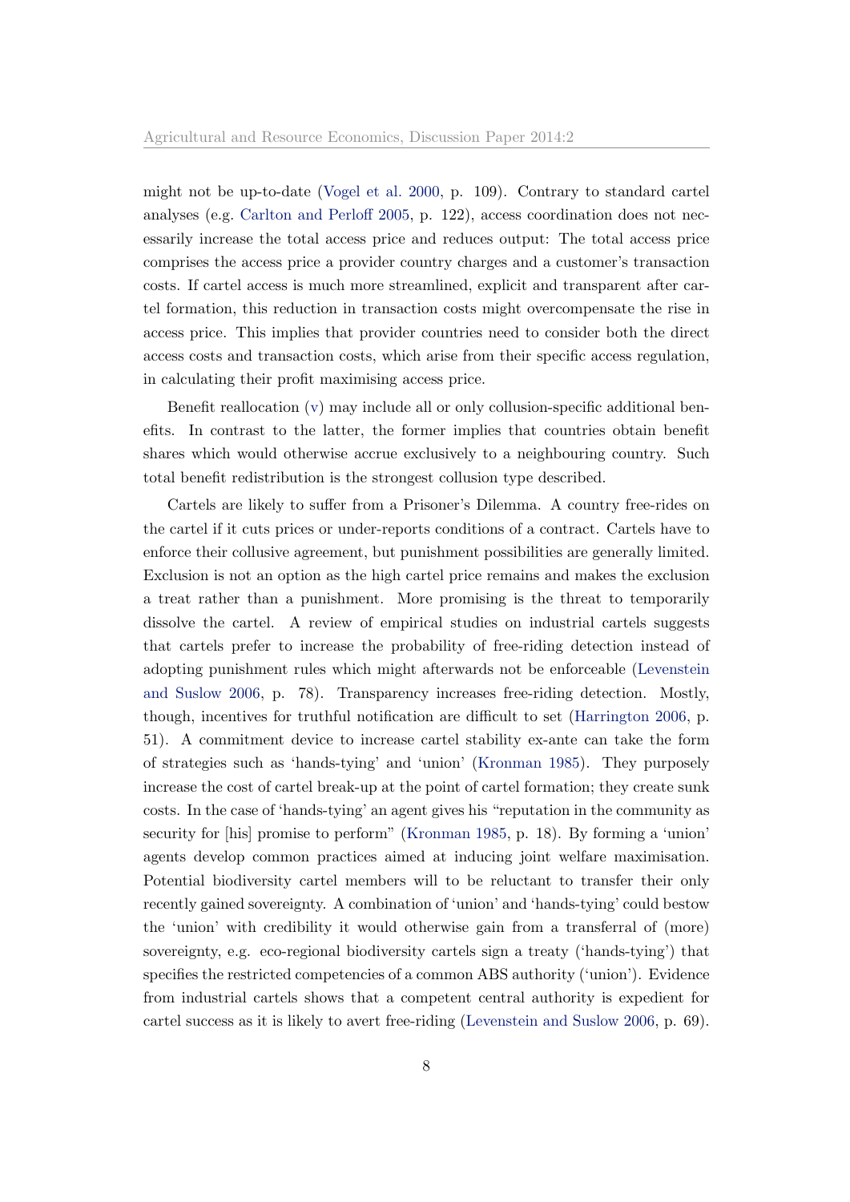might not be up-to-date (Vogel et al. 2000, p. 109). Contrary to standard cartel analyses (e.g. Carlton and Perloff 2005, p. 122), access coordination does not necessarily increase the total access price and reduces output: The total access price comprises the access price a provider country charges and a customer's transaction costs. If cartel access is much more streamlined, explicit and transparent after cartel formation, this reduction in transaction costs might overcompensate the rise in access price. This implies that provider countries need to consider both the direct access costs and transaction costs, which arise from their specific access regulation, in calculating their profit maximising access price.

Benefit reallocation (v) may include all or only collusion-specific additional benefits. In contrast to the latter, the former implies that countries obtain benefit shares which would otherwise accrue exclusively to a neighbouring country. Such total benefit redistribution is the strongest collusion type described.

Cartels are likely to suffer from a Prisoner's Dilemma. A country free-rides on the cartel if it cuts prices or under-reports conditions of a contract. Cartels have to enforce their collusive agreement, but punishment possibilities are generally limited. Exclusion is not an option as the high cartel price remains and makes the exclusion a treat rather than a punishment. More promising is the threat to temporarily dissolve the cartel. A review of empirical studies on industrial cartels suggests that cartels prefer to increase the probability of free-riding detection instead of adopting punishment rules which might afterwards not be enforceable (Levenstein and Suslow 2006, p. 78). Transparency increases free-riding detection. Mostly, though, incentives for truthful notification are difficult to set (Harrington 2006, p. 51). A commitment device to increase cartel stability ex-ante can take the form of strategies such as 'hands-tying' and 'union' (Kronman 1985). They purposely increase the cost of cartel break-up at the point of cartel formation; they create sunk costs. In the case of 'hands-tying' an agent gives his "reputation in the community as security for [his] promise to perform" (Kronman 1985, p. 18). By forming a 'union' agents develop common practices aimed at inducing joint welfare maximisation. Potential biodiversity cartel members will to be reluctant to transfer their only recently gained sovereignty. A combination of 'union' and 'hands-tying' could bestow the 'union' with credibility it would otherwise gain from a transferral of (more) sovereignty, e.g. eco-regional biodiversity cartels sign a treaty ('hands-tying') that specifies the restricted competencies of a common ABS authority ('union'). Evidence from industrial cartels shows that a competent central authority is expedient for cartel success as it is likely to avert free-riding (Levenstein and Suslow 2006, p. 69).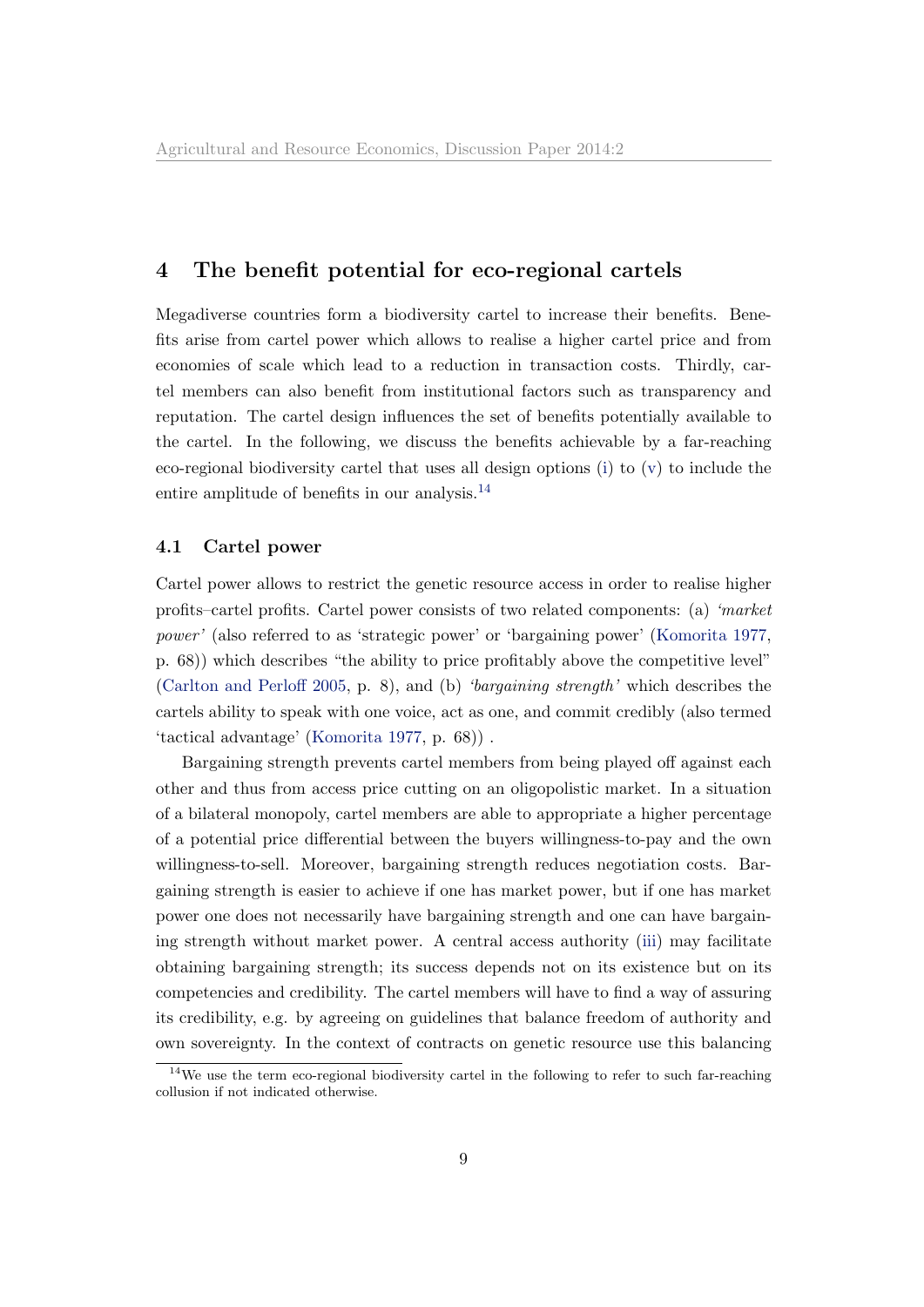## 4 The benefit potential for eco-regional cartels

Megadiverse countries form a biodiversity cartel to increase their benefits. Benefits arise from cartel power which allows to realise a higher cartel price and from economies of scale which lead to a reduction in transaction costs. Thirdly, cartel members can also benefit from institutional factors such as transparency and reputation. The cartel design influences the set of benefits potentially available to the cartel. In the following, we discuss the benefits achievable by a far-reaching eco-regional biodiversity cartel that uses all design options (i) to (v) to include the entire amplitude of benefits in our analysis.[14]

### 4.1 Cartel power

Cartel power allows to restrict the genetic resource access in order to realise higher profits–cartel profits. Cartel power consists of two related components: (a) *'market power'* (also referred to as 'strategic power' or 'bargaining power' (Komorita 1977, p. 68)) which describes "the ability to price profitably above the competitive level" (Carlton and Perloff 2005, p. 8), and (b) *'bargaining strength'* which describes the cartels ability to speak with one voice, act as one, and commit credibly (also termed 'tactical advantage' (Komorita 1977, p. 68)) .

Bargaining strength prevents cartel members from being played off against each other and thus from access price cutting on an oligopolistic market. In a situation of a bilateral monopoly, cartel members are able to appropriate a higher percentage of a potential price differential between the buyers willingness-to-pay and the own willingness-to-sell. Moreover, bargaining strength reduces negotiation costs. Bargaining strength is easier to achieve if one has market power, but if one has market power one does not necessarily have bargaining strength and one can have bargaining strength without market power. A central access authority (iii) may facilitate obtaining bargaining strength; its success depends not on its existence but on its competencies and credibility. The cartel members will have to find a way of assuring its credibility, e.g. by agreeing on guidelines that balance freedom of authority and own sovereignty. In the context of contracts on genetic resource use this balancing

[14] We use the term eco-regional biodiversity cartel in the following to refer to such far-reaching collusion if not indicated otherwise.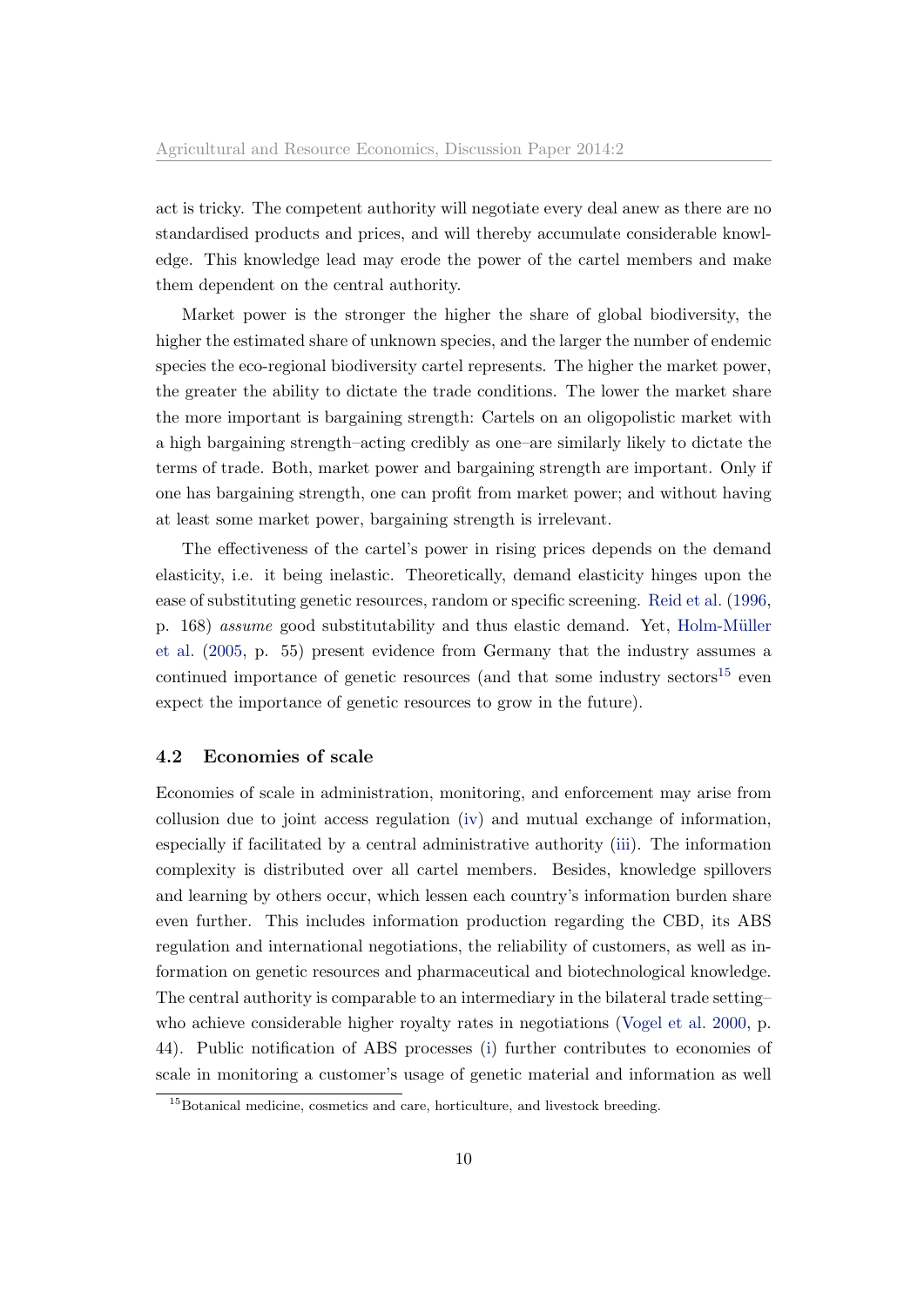act is tricky. The competent authority will negotiate every deal anew as there are no standardised products and prices, and will thereby accumulate considerable knowledge. This knowledge lead may erode the power of the cartel members and make them dependent on the central authority.

Market power is the stronger the higher the share of global biodiversity, the higher the estimated share of unknown species, and the larger the number of endemic species the eco-regional biodiversity cartel represents. The higher the market power, the greater the ability to dictate the trade conditions. The lower the market share the more important is bargaining strength: Cartels on an oligopolistic market with a high bargaining strength–acting credibly as one–are similarly likely to dictate the terms of trade. Both, market power and bargaining strength are important. Only if one has bargaining strength, one can profit from market power; and without having at least some market power, bargaining strength is irrelevant.

The effectiveness of the cartel's power in rising prices depends on the demand elasticity, i.e. it being inelastic. Theoretically, demand elasticity hinges upon the ease of substituting genetic resources, random or specific screening. Reid et al. (1996, p. 168) *assume* good substitutability and thus elastic demand. Yet, Holm-Müller et al. (2005, p. 55) present evidence from Germany that the industry assumes a continued importance of genetic resources (and that some industry sectors[15] even expect the importance of genetic resources to grow in the future).

### 4.2 Economies of scale

Economies of scale in administration, monitoring, and enforcement may arise from collusion due to joint access regulation (iv) and mutual exchange of information, especially if facilitated by a central administrative authority (iii). The information complexity is distributed over all cartel members. Besides, knowledge spillovers and learning by others occur, which lessen each country's information burden share even further. This includes information production regarding the CBD, its ABS regulation and international negotiations, the reliability of customers, as well as information on genetic resources and pharmaceutical and biotechnological knowledge. The central authority is comparable to an intermediary in the bilateral trade setting–who achieve considerable higher royalty rates in negotiations (Vogel et al. 2000, p. 44). Public notification of ABS processes (i) further contributes to economies of scale in monitoring a customer's usage of genetic material and information as well

[15] Botanical medicine, cosmetics and care, horticulture, and livestock breeding.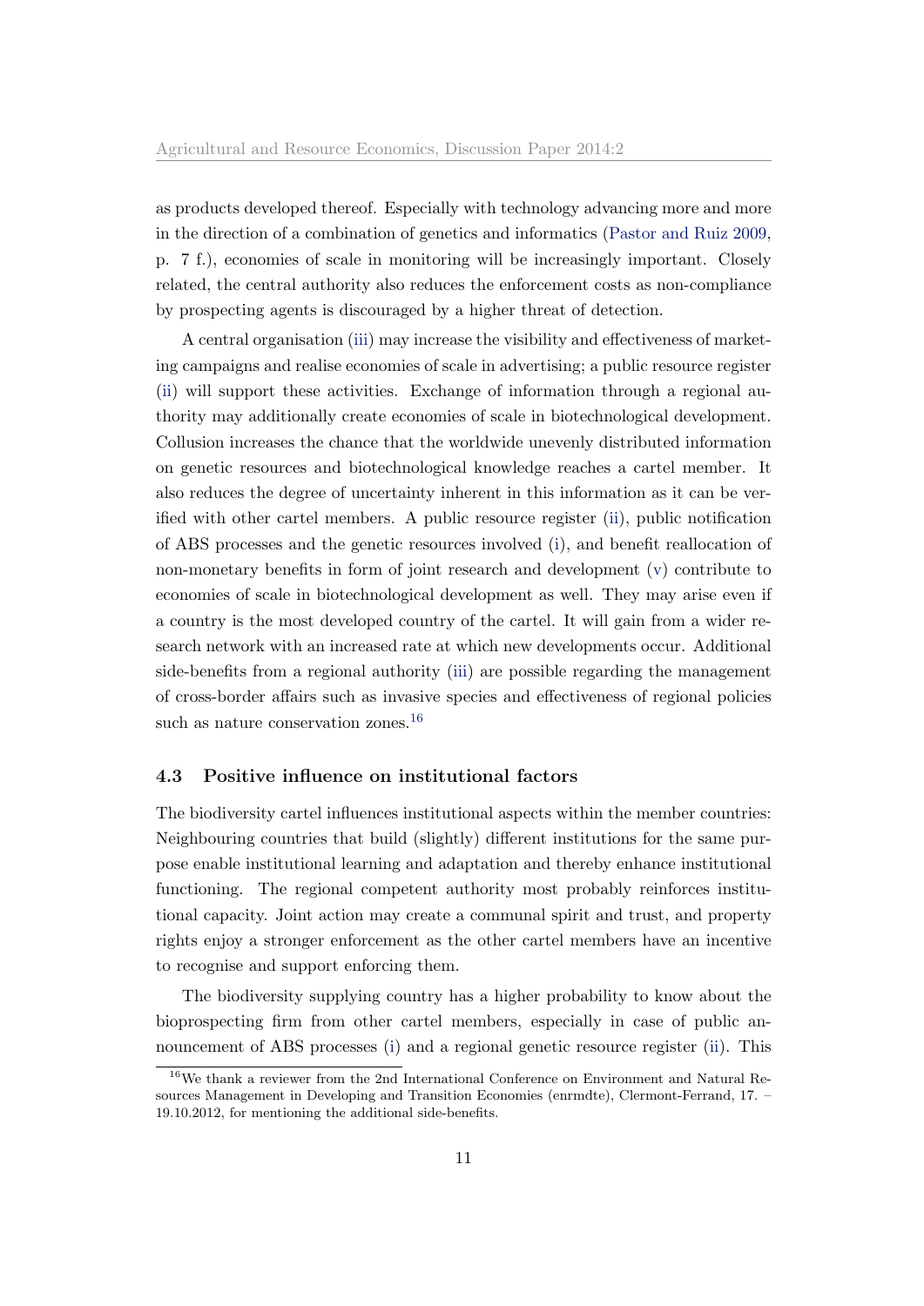as products developed thereof. Especially with technology advancing more and more in the direction of a combination of genetics and informatics (Pastor and Ruiz 2009, p. 7 f.), economies of scale in monitoring will be increasingly important. Closely related, the central authority also reduces the enforcement costs as non-compliance by prospecting agents is discouraged by a higher threat of detection.

A central organisation (iii) may increase the visibility and effectiveness of marketing campaigns and realise economies of scale in advertising; a public resource register (ii) will support these activities. Exchange of information through a regional authority may additionally create economies of scale in biotechnological development. Collusion increases the chance that the worldwide unevenly distributed information on genetic resources and biotechnological knowledge reaches a cartel member. It also reduces the degree of uncertainty inherent in this information as it can be verified with other cartel members. A public resource register (ii), public notification of ABS processes and the genetic resources involved (i), and benefit reallocation of non-monetary benefits in form of joint research and development (v) contribute to economies of scale in biotechnological development as well. They may arise even if a country is the most developed country of the cartel. It will gain from a wider research network with an increased rate at which new developments occur. Additional side-benefits from a regional authority (iii) are possible regarding the management of cross-border affairs such as invasive species and effectiveness of regional policies such as nature conservation zones.[16]

### 4.3 Positive influence on institutional factors

The biodiversity cartel influences institutional aspects within the member countries: Neighbouring countries that build (slightly) different institutions for the same purpose enable institutional learning and adaptation and thereby enhance institutional functioning. The regional competent authority most probably reinforces institutional capacity. Joint action may create a communal spirit and trust, and property rights enjoy a stronger enforcement as the other cartel members have an incentive to recognise and support enforcing them.

The biodiversity supplying country has a higher probability to know about the bioprospecting firm from other cartel members, especially in case of public announcement of ABS processes (i) and a regional genetic resource register (ii). This

[16] We thank a reviewer from the 2nd International Conference on Environment and Natural Resources Management in Developing and Transition Economies (enrmdte), Clermont-Ferrand, 17. – 19.10.2012, for mentioning the additional side-benefits.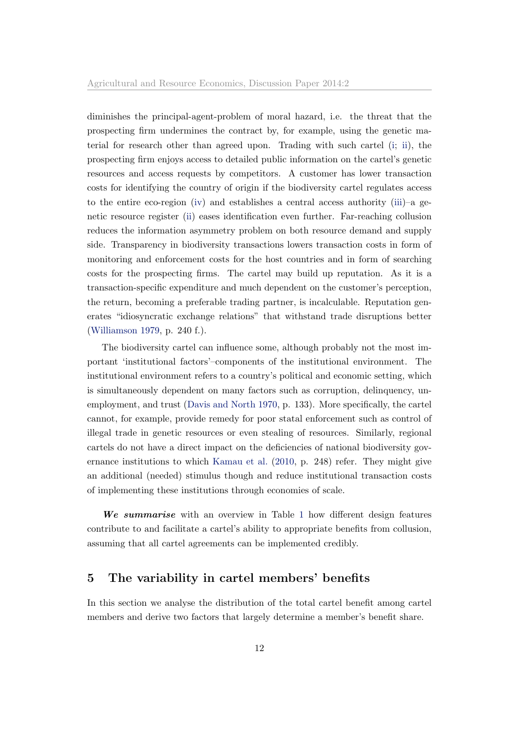diminishes the principal-agent-problem of moral hazard, i.e. the threat that the prospecting firm undermines the contract by, for example, using the genetic material for research other than agreed upon. Trading with such cartel (i; ii), the prospecting firm enjoys access to detailed public information on the cartel's genetic resources and access requests by competitors. A customer has lower transaction costs for identifying the country of origin if the biodiversity cartel regulates access to the entire eco-region (iv) and establishes a central access authority (iii)–a genetic resource register (ii) eases identification even further. Far-reaching collusion reduces the information asymmetry problem on both resource demand and supply side. Transparency in biodiversity transactions lowers transaction costs in form of monitoring and enforcement costs for the host countries and in form of searching costs for the prospecting firms. The cartel may build up reputation. As it is a transaction-specific expenditure and much dependent on the customer's perception, the return, becoming a preferable trading partner, is incalculable. Reputation generates "idiosyncratic exchange relations" that withstand trade disruptions better (Williamson 1979, p. 240 f.).

The biodiversity cartel can influence some, although probably not the most important 'institutional factors'–components of the institutional environment. The institutional environment refers to a country's political and economic setting, which is simultaneously dependent on many factors such as corruption, delinquency, unemployment, and trust (Davis and North 1970, p. 133). More specifically, the cartel cannot, for example, provide remedy for poor statal enforcement such as control of illegal trade in genetic resources or even stealing of resources. Similarly, regional cartels do not have a direct impact on the deficiencies of national biodiversity governance institutions to which Kamau et al. (2010, p. 248) refer. They might give an additional (needed) stimulus though and reduce institutional transaction costs of implementing these institutions through economies of scale.

***We summarise*** with an overview in Table 1 how different design features contribute to and facilitate a cartel's ability to appropriate benefits from collusion, assuming that all cartel agreements can be implemented credibly.

## 5 The variability in cartel members' benefits

In this section we analyse the distribution of the total cartel benefit among cartel members and derive two factors that largely determine a member's benefit share.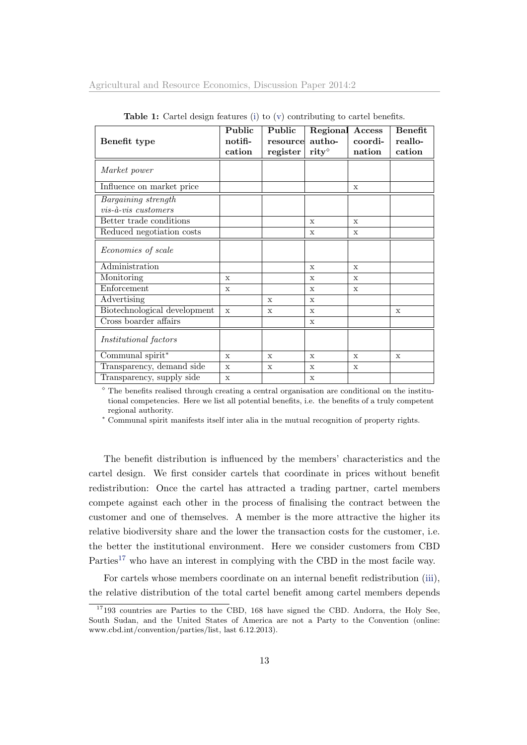**Table 1:** Cartel design features (i) to (v) contributing to cartel benefits.

| Benefit type | Public notification | Public resource register | Regional authority◇ | Access coordination | Benefit reallocation |
|---|---|---|---|---|---|
| *Market power* | | | | | |
| Influence on market price | | | | x | |
| *Bargaining strength vis-à-vis customers* | | | | | |
| Better trade conditions | | | x | x | |
| Reduced negotiation costs | | | x | x | |
| *Economies of scale* | | | | | |
| Administration | | | x | x | |
| Monitoring | x | | x | x | |
| Enforcement | x | | x | x | |
| Advertising | | x | x | | |
| Biotechnological development | x | x | x | | x |
| Cross boarder affairs | | | x | | |
| *Institutional factors* | | | | | |
| Communal spirit* | x | x | x | x | x |
| Transparency, demand side | x | x | x | x | |
| Transparency, supply side | x | | x | | |

◇ The benefits realised through creating a central organisation are conditional on the institutional competencies. Here we list all potential benefits, i.e. the benefits of a truly competent regional authority.

\* Communal spirit manifests itself inter alia in the mutual recognition of property rights.

The benefit distribution is influenced by the members' characteristics and the cartel design. We first consider cartels that coordinate in prices without benefit redistribution: Once the cartel has attracted a trading partner, cartel members compete against each other in the process of finalising the contract between the customer and one of themselves. A member is the more attractive the higher its relative biodiversity share and the lower the transaction costs for the customer, i.e. the better the institutional environment. Here we consider customers from CBD Parties[17] who have an interest in complying with the CBD in the most facile way.

For cartels whose members coordinate on an internal benefit redistribution (iii), the relative distribution of the total cartel benefit among cartel members depends

[17] 193 countries are Parties to the CBD, 168 have signed the CBD. Andorra, the Holy See, South Sudan, and the United States of America are not a Party to the Convention (online: www.cbd.int/convention/parties/list, last 6.12.2013).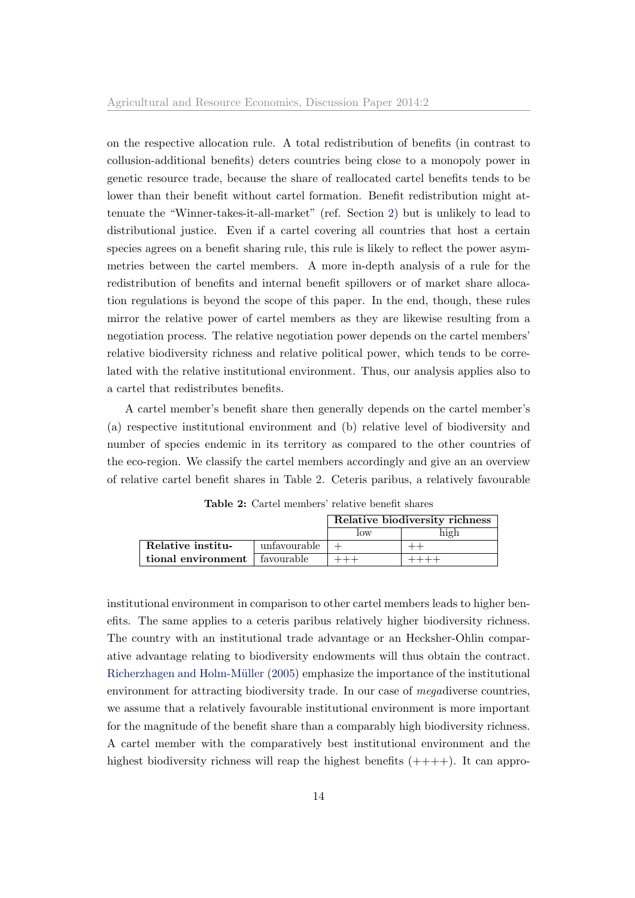on the respective allocation rule. A total redistribution of benefits (in contrast to collusion-additional benefits) deters countries being close to a monopoly power in genetic resource trade, because the share of reallocated cartel benefits tends to be lower than their benefit without cartel formation. Benefit redistribution might attenuate the "Winner-takes-it-all-market" (ref. Section 2) but is unlikely to lead to distributional justice. Even if a cartel covering all countries that host a certain species agrees on a benefit sharing rule, this rule is likely to reflect the power asymmetries between the cartel members. A more in-depth analysis of a rule for the redistribution of benefits and internal benefit spillovers or of market share allocation regulations is beyond the scope of this paper. In the end, though, these rules mirror the relative power of cartel members as they are likewise resulting from a negotiation process. The relative negotiation power depends on the cartel members' relative biodiversity richness and relative political power, which tends to be correlated with the relative institutional environment. Thus, our analysis applies also to a cartel that redistributes benefits.

A cartel member's benefit share then generally depends on the cartel member's (a) respective institutional environment and (b) relative level of biodiversity and number of species endemic in its territory as compared to the other countries of the eco-region. We classify the cartel members accordingly and give an an overview of relative cartel benefit shares in Table 2. Ceteris paribus, a relatively favourable institutional environment in comparison to other cartel members leads to higher benefits. The same applies to a ceteris paribus relatively higher biodiversity richness. The country with an institutional trade advantage or an Hecksher-Ohlin comparative advantage relating to biodiversity endowments will thus obtain the contract. Richerzhagen and Holm-Müller (2005) emphasize the importance of the institutional environment for attracting biodiversity trade. In our case of *mega*diverse countries, we assume that a relatively favourable institutional environment is more important for the magnitude of the benefit share than a comparably high biodiversity richness. A cartel member with the comparatively best institutional environment and the highest biodiversity richness will reap the highest benefits (++++). It can appro-

**Table 2:** Cartel members' relative benefit shares

| | | **Relative biodiversity richness** | |
|---|---|---|---|
| | | low | high |
| **Relative institutional environment** | unfavourable | + | ++ |
| | favourable | +++ | ++++ |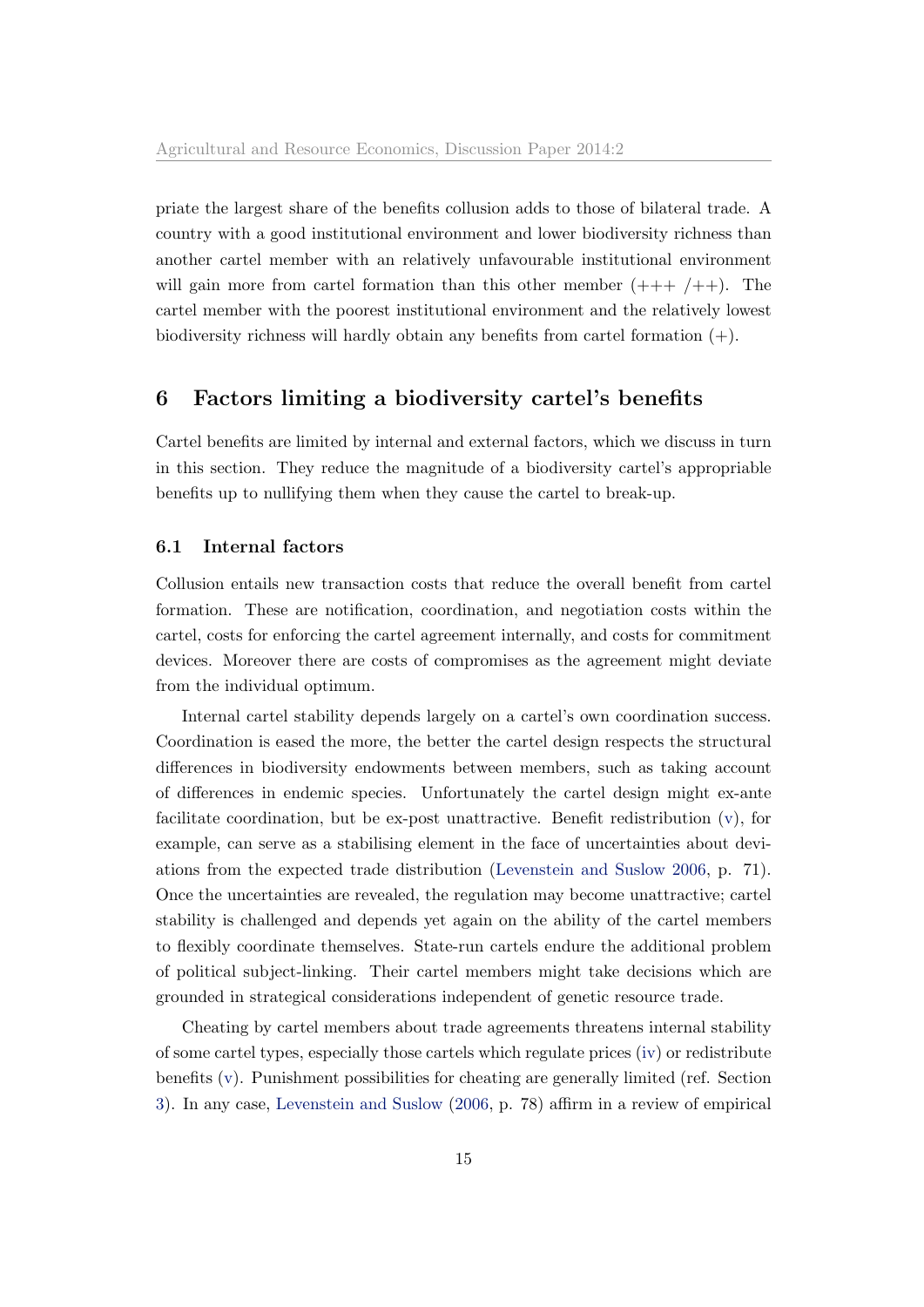priate the largest share of the benefits collusion adds to those of bilateral trade. A country with a good institutional environment and lower biodiversity richness than another cartel member with an relatively unfavourable institutional environment will gain more from cartel formation than this other member (+++ /++). The cartel member with the poorest institutional environment and the relatively lowest biodiversity richness will hardly obtain any benefits from cartel formation (+).

## 6 Factors limiting a biodiversity cartel's benefits

Cartel benefits are limited by internal and external factors, which we discuss in turn in this section. They reduce the magnitude of a biodiversity cartel's appropriable benefits up to nullifying them when they cause the cartel to break-up.

### 6.1 Internal factors

Collusion entails new transaction costs that reduce the overall benefit from cartel formation. These are notification, coordination, and negotiation costs within the cartel, costs for enforcing the cartel agreement internally, and costs for commitment devices. Moreover there are costs of compromises as the agreement might deviate from the individual optimum.

Internal cartel stability depends largely on a cartel's own coordination success. Coordination is eased the more, the better the cartel design respects the structural differences in biodiversity endowments between members, such as taking account of differences in endemic species. Unfortunately the cartel design might ex-ante facilitate coordination, but be ex-post unattractive. Benefit redistribution (v), for example, can serve as a stabilising element in the face of uncertainties about deviations from the expected trade distribution (Levenstein and Suslow 2006, p. 71). Once the uncertainties are revealed, the regulation may become unattractive; cartel stability is challenged and depends yet again on the ability of the cartel members to flexibly coordinate themselves. State-run cartels endure the additional problem of political subject-linking. Their cartel members might take decisions which are grounded in strategical considerations independent of genetic resource trade.

Cheating by cartel members about trade agreements threatens internal stability of some cartel types, especially those cartels which regulate prices (iv) or redistribute benefits (v). Punishment possibilities for cheating are generally limited (ref. Section 3). In any case, Levenstein and Suslow (2006, p. 78) affirm in a review of empirical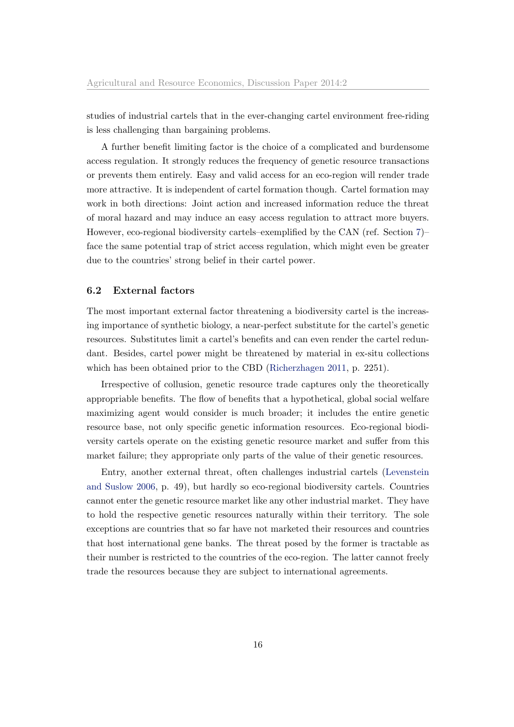studies of industrial cartels that in the ever-changing cartel environment free-riding is less challenging than bargaining problems.

A further benefit limiting factor is the choice of a complicated and burdensome access regulation. It strongly reduces the frequency of genetic resource transactions or prevents them entirely. Easy and valid access for an eco-region will render trade more attractive. It is independent of cartel formation though. Cartel formation may work in both directions: Joint action and increased information reduce the threat of moral hazard and may induce an easy access regulation to attract more buyers. However, eco-regional biodiversity cartels–exemplified by the CAN (ref. Section 7)– face the same potential trap of strict access regulation, which might even be greater due to the countries' strong belief in their cartel power.

### 6.2 External factors

The most important external factor threatening a biodiversity cartel is the increasing importance of synthetic biology, a near-perfect substitute for the cartel's genetic resources. Substitutes limit a cartel's benefits and can even render the cartel redundant. Besides, cartel power might be threatened by material in ex-situ collections which has been obtained prior to the CBD (Richerzhagen 2011, p. 2251).

Irrespective of collusion, genetic resource trade captures only the theoretically appropriable benefits. The flow of benefits that a hypothetical, global social welfare maximizing agent would consider is much broader; it includes the entire genetic resource base, not only specific genetic information resources. Eco-regional biodiversity cartels operate on the existing genetic resource market and suffer from this market failure; they appropriate only parts of the value of their genetic resources.

Entry, another external threat, often challenges industrial cartels (Levenstein and Suslow 2006, p. 49), but hardly so eco-regional biodiversity cartels. Countries cannot enter the genetic resource market like any other industrial market. They have to hold the respective genetic resources naturally within their territory. The sole exceptions are countries that so far have not marketed their resources and countries that host international gene banks. The threat posed by the former is tractable as their number is restricted to the countries of the eco-region. The latter cannot freely trade the resources because they are subject to international agreements.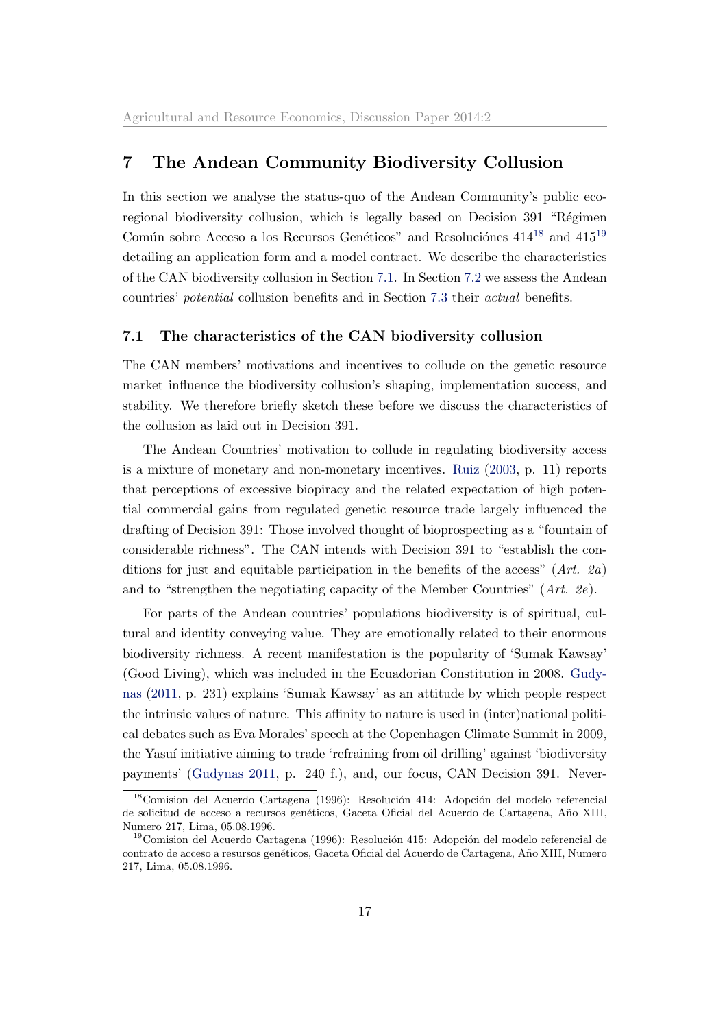## 7 The Andean Community Biodiversity Collusion

In this section we analyse the status-quo of the Andean Community's public ecoregional biodiversity collusion, which is legally based on Decision 391 "Régimen Común sobre Acceso a los Recursos Genéticos" and Resolucióпes 414[18] and 415[19] detailing an application form and a model contract. We describe the characteristics of the CAN biodiversity collusion in Section 7.1. In Section 7.2 we assess the Andean countries' *potential* collusion benefits and in Section 7.3 their *actual* benefits.

### 7.1 The characteristics of the CAN biodiversity collusion

The CAN members' motivations and incentives to collude on the genetic resource market influence the biodiversity collusion's shaping, implementation success, and stability. We therefore briefly sketch these before we discuss the characteristics of the collusion as laid out in Decision 391.

The Andean Countries' motivation to collude in regulating biodiversity access is a mixture of monetary and non-monetary incentives. Ruiz (2003, p. 11) reports that perceptions of excessive biopiracy and the related expectation of high potential commercial gains from regulated genetic resource trade largely influenced the drafting of Decision 391: Those involved thought of bioprospecting as a "fountain of considerable richness". The CAN intends with Decision 391 to "establish the conditions for just and equitable participation in the benefits of the access" (*Art. 2a*) and to "strengthen the negotiating capacity of the Member Countries" (*Art. 2e*).

For parts of the Andean countries' populations biodiversity is of spiritual, cultural and identity conveying value. They are emotionally related to their enormous biodiversity richness. A recent manifestation is the popularity of 'Sumak Kawsay' (Good Living), which was included in the Ecuadorian Constitution in 2008. Gudynas (2011, p. 231) explains 'Sumak Kawsay' as an attitude by which people respect the intrinsic values of nature. This affinity to nature is used in (inter)national political debates such as Eva Morales' speech at the Copenhagen Climate Summit in 2009, the Yasuí initiative aiming to trade 'refraining from oil drilling' against 'biodiversity payments' (Gudynas 2011, p. 240 f.), and, our focus, CAN Decision 391. Never-

[18] Comision del Acuerdo Cartagena (1996): Resolución 414: Adopción del modelo referencial de solicitud de acceso a recursos genéticos, Gaceta Oficial del Acuerdo de Cartagena, Año XIII, Numero 217, Lima, 05.08.1996.

[19] Comision del Acuerdo Cartagena (1996): Resolución 415: Adopción del modelo referencial de contrato de acceso a resursos genéticos, Gaceta Oficial del Acuerdo de Cartagena, Año XIII, Numero 217, Lima, 05.08.1996.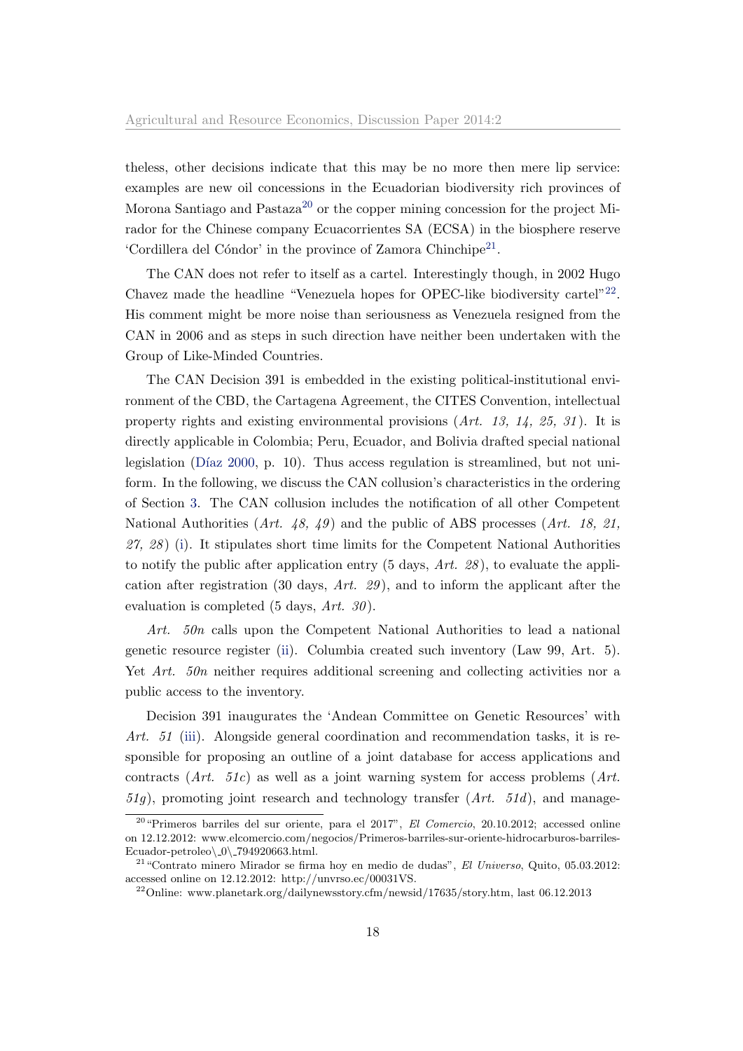theless, other decisions indicate that this may be no more then mere lip service: examples are new oil concessions in the Ecuadorian biodiversity rich provinces of Morona Santiago and Pastaza[20] or the copper mining concession for the project Mirador for the Chinese company Ecuacorrientes SA (ECSA) in the biosphere reserve 'Cordillera del Cóndor' in the province of Zamora Chinchipe[21].

The CAN does not refer to itself as a cartel. Interestingly though, in 2002 Hugo Chavez made the headline "Venezuela hopes for OPEC-like biodiversity cartel"[22]. His comment might be more noise than seriousness as Venezuela resigned from the CAN in 2006 and as steps in such direction have neither been undertaken with the Group of Like-Minded Countries.

The CAN Decision 391 is embedded in the existing political-institutional environment of the CBD, the Cartagena Agreement, the CITES Convention, intellectual property rights and existing environmental provisions (*Art. 13, 14, 25, 31*). It is directly applicable in Colombia; Peru, Ecuador, and Bolivia drafted special national legislation (Díaz 2000, p. 10). Thus access regulation is streamlined, but not uniform. In the following, we discuss the CAN collusion's characteristics in the ordering of Section 3. The CAN collusion includes the notification of all other Competent National Authorities (*Art. 48, 49*) and the public of ABS processes (*Art. 18, 21, 27, 28*) (i). It stipulates short time limits for the Competent National Authorities to notify the public after application entry (5 days, *Art. 28*), to evaluate the application after registration (30 days, *Art. 29*), and to inform the applicant after the evaluation is completed (5 days, *Art. 30*).

*Art. 50n* calls upon the Competent National Authorities to lead a national genetic resource register (ii). Columbia created such inventory (Law 99, Art. 5). Yet *Art. 50n* neither requires additional screening and collecting activities nor a public access to the inventory.

Decision 391 inaugurates the 'Andean Committee on Genetic Resources' with *Art. 51* (iii). Alongside general coordination and recommendation tasks, it is responsible for proposing an outline of a joint database for access applications and contracts (*Art. 51c*) as well as a joint warning system for access problems (*Art. 51g*), promoting joint research and technology transfer (*Art. 51d*), and manage-

[20] "Primeros barriles del sur oriente, para el 2017", *El Comercio*, 20.10.2012; accessed online on 12.12.2012: www.elcomercio.com/negocios/Primeros-barriles-sur-oriente-hidrocarburos-barriles-Ecuador-petroleo\_0\_794920663.html.

[21] "Contrato minero Mirador se firma hoy en medio de dudas", *El Universo*, Quito, 05.03.2012: accessed online on 12.12.2012: http://unvrso.ec/00031VS.

[22] Online: www.planetark.org/dailynewsstory.cfm/newsid/17635/story.htm, last 06.12.2013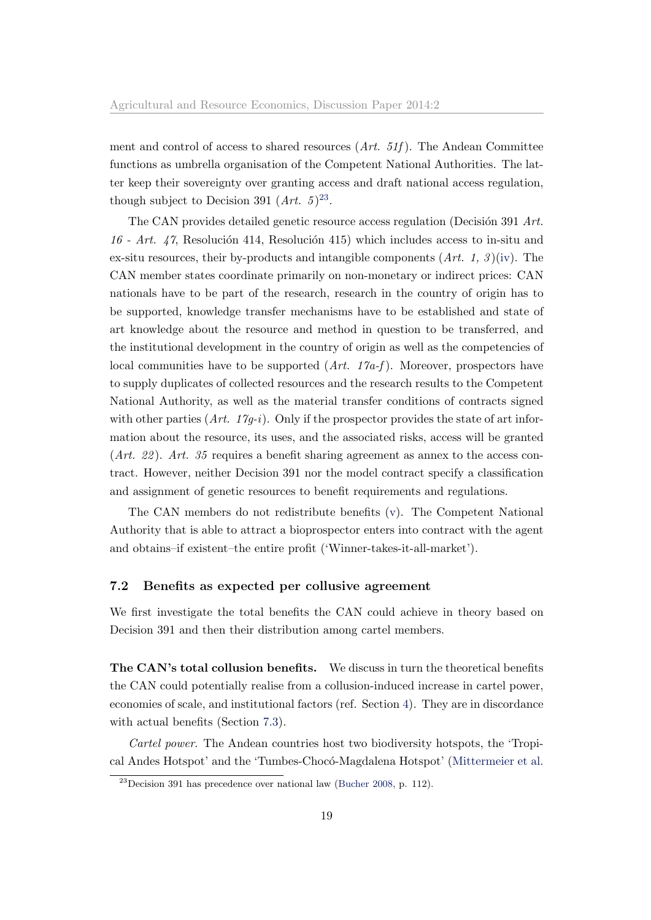ment and control of access to shared resources (*Art. 51f*). The Andean Committee functions as umbrella organisation of the Competent National Authorities. The latter keep their sovereignty over granting access and draft national access regulation, though subject to Decision 391 (*Art. 5*)[23].

The CAN provides detailed genetic resource access regulation (Decisión 391 *Art. 16 - Art. 47*, Resolución 414, Resolución 415) which includes access to in-situ and ex-situ resources, their by-products and intangible components (*Art. 1, 3*)(iv). The CAN member states coordinate primarily on non-monetary or indirect prices: CAN nationals have to be part of the research, research in the country of origin has to be supported, knowledge transfer mechanisms have to be established and state of art knowledge about the resource and method in question to be transferred, and the institutional development in the country of origin as well as the competencies of local communities have to be supported (*Art. 17a-f*). Moreover, prospectors have to supply duplicates of collected resources and the research results to the Competent National Authority, as well as the material transfer conditions of contracts signed with other parties (*Art. 17g-i*). Only if the prospector provides the state of art information about the resource, its uses, and the associated risks, access will be granted (*Art. 22*). *Art. 35* requires a benefit sharing agreement as annex to the access contract. However, neither Decision 391 nor the model contract specify a classification and assignment of genetic resources to benefit requirements and regulations.

The CAN members do not redistribute benefits (v). The Competent National Authority that is able to attract a bioprospector enters into contract with the agent and obtains–if existent–the entire profit ('Winner-takes-it-all-market').

### 7.2 Benefits as expected per collusive agreement

We first investigate the total benefits the CAN could achieve in theory based on Decision 391 and then their distribution among cartel members.

**The CAN's total collusion benefits.** We discuss in turn the theoretical benefits the CAN could potentially realise from a collusion-induced increase in cartel power, economies of scale, and institutional factors (ref. Section 4). They are in discordance with actual benefits (Section 7.3).

*Cartel power.* The Andean countries host two biodiversity hotspots, the 'Tropical Andes Hotspot' and the 'Tumbes-Chocó-Magdalena Hotspot' (Mittermeier et al.

[23] Decision 391 has precedence over national law (Bucher 2008, p. 112).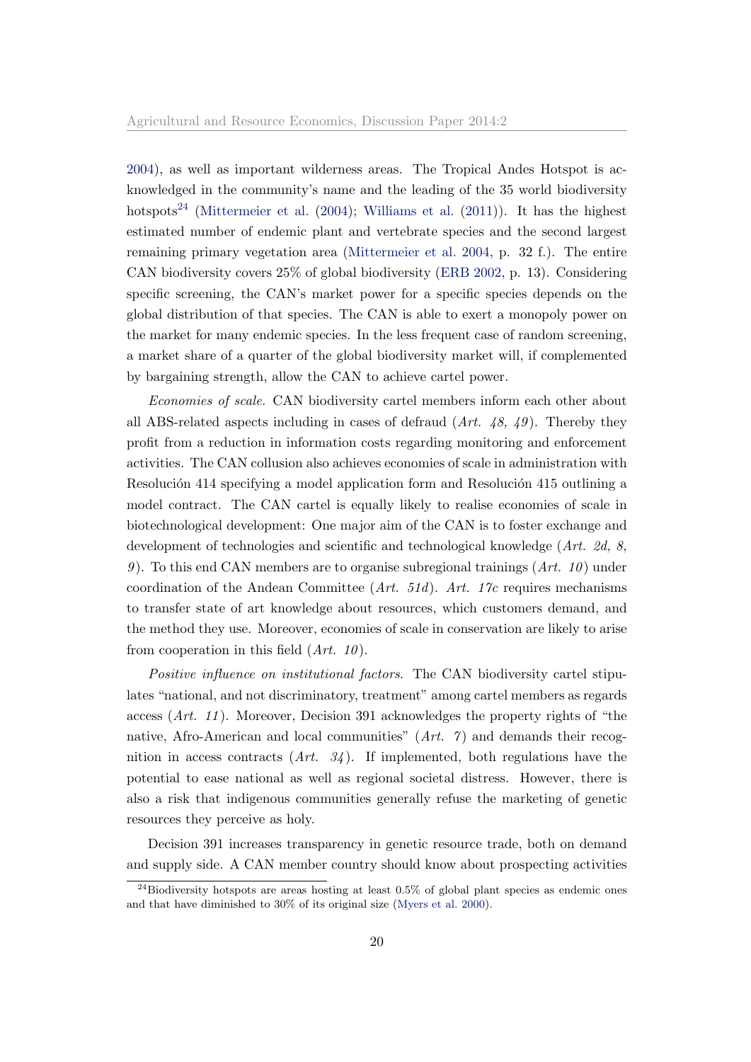2004), as well as important wilderness areas. The Tropical Andes Hotspot is acknowledged in the community's name and the leading of the 35 world biodiversity hotspots[24] (Mittermeier et al. (2004); Williams et al. (2011)). It has the highest estimated number of endemic plant and vertebrate species and the second largest remaining primary vegetation area (Mittermeier et al. 2004, p. 32 f.). The entire CAN biodiversity covers 25% of global biodiversity (ERB 2002, p. 13). Considering specific screening, the CAN's market power for a specific species depends on the global distribution of that species. The CAN is able to exert a monopoly power on the market for many endemic species. In the less frequent case of random screening, a market share of a quarter of the global biodiversity market will, if complemented by bargaining strength, allow the CAN to achieve cartel power.

*Economies of scale.* CAN biodiversity cartel members inform each other about all ABS-related aspects including in cases of defraud (*Art. 48, 49*). Thereby they profit from a reduction in information costs regarding monitoring and enforcement activities. The CAN collusion also achieves economies of scale in administration with Resolución 414 specifying a model application form and Resolución 415 outlining a model contract. The CAN cartel is equally likely to realise economies of scale in biotechnological development: One major aim of the CAN is to foster exchange and development of technologies and scientific and technological knowledge (*Art. 2d, 8, 9*). To this end CAN members are to organise subregional trainings (*Art. 10*) under coordination of the Andean Committee (*Art. 51d*). *Art. 17c* requires mechanisms to transfer state of art knowledge about resources, which customers demand, and the method they use. Moreover, economies of scale in conservation are likely to arise from cooperation in this field (*Art. 10*).

*Positive influence on institutional factors.* The CAN biodiversity cartel stipulates "national, and not discriminatory, treatment" among cartel members as regards access (*Art. 11*). Moreover, Decision 391 acknowledges the property rights of "the native, Afro-American and local communities" (*Art. 7*) and demands their recognition in access contracts (*Art. 34*). If implemented, both regulations have the potential to ease national as well as regional societal distress. However, there is also a risk that indigenous communities generally refuse the marketing of genetic resources they perceive as holy.

Decision 391 increases transparency in genetic resource trade, both on demand and supply side. A CAN member country should know about prospecting activities

[24] Biodiversity hotspots are areas hosting at least 0.5% of global plant species as endemic ones and that have diminished to 30% of its original size (Myers et al. 2000).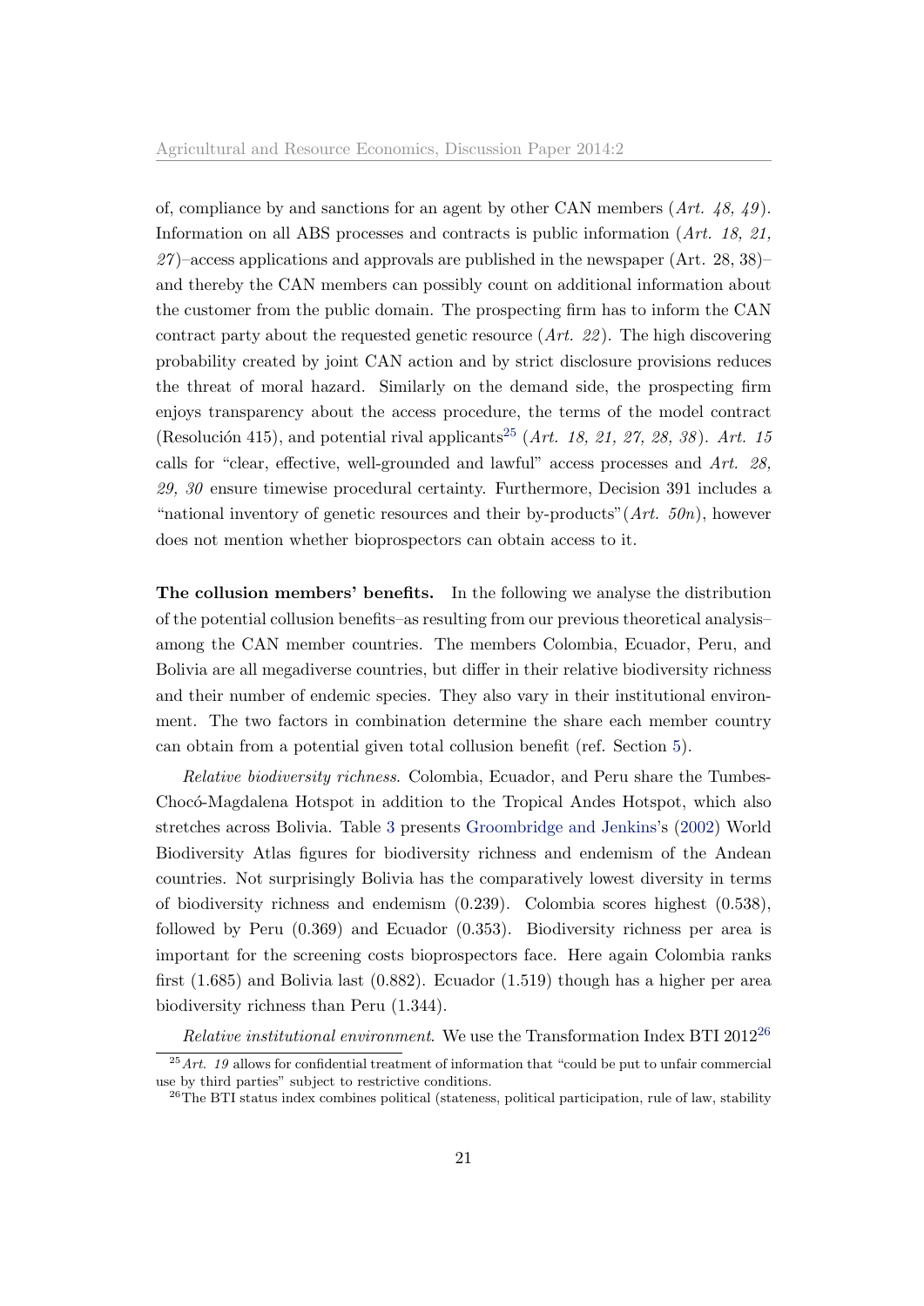of, compliance by and sanctions for an agent by other CAN members (*Art. 48, 49*). Information on all ABS processes and contracts is public information (*Art. 18, 21, 27*)–access applications and approvals are published in the newspaper (Art. 28, 38)–and thereby the CAN members can possibly count on additional information about the customer from the public domain. The prospecting firm has to inform the CAN contract party about the requested genetic resource (*Art. 22*). The high discovering probability created by joint CAN action and by strict disclosure provisions reduces the threat of moral hazard. Similarly on the demand side, the prospecting firm enjoys transparency about the access procedure, the terms of the model contract (Resolución 415), and potential rival applicants[25] (*Art. 18, 21, 27, 28, 38*). *Art. 15* calls for "clear, effective, well-grounded and lawful" access processes and *Art. 28, 29, 30* ensure timewise procedural certainty. Furthermore, Decision 391 includes a "national inventory of genetic resources and their by-products"(*Art. 50n*), however does not mention whether bioprospectors can obtain access to it.

**The collusion members' benefits.** In the following we analyse the distribution of the potential collusion benefits–as resulting from our previous theoretical analysis–among the CAN member countries. The members Colombia, Ecuador, Peru, and Bolivia are all megadiverse countries, but differ in their relative biodiversity richness and their number of endemic species. They also vary in their institutional environment. The two factors in combination determine the share each member country can obtain from a potential given total collusion benefit (ref. Section 5).

*Relative biodiversity richness*. Colombia, Ecuador, and Peru share the Tumbes-Chocó-Magdalena Hotspot in addition to the Tropical Andes Hotspot, which also stretches across Bolivia. Table 3 presents Groombridge and Jenkins's (2002) World Biodiversity Atlas figures for biodiversity richness and endemism of the Andean countries. Not surprisingly Bolivia has the comparatively lowest diversity in terms of biodiversity richness and endemism (0.239). Colombia scores highest (0.538), followed by Peru (0.369) and Ecuador (0.353). Biodiversity richness per area is important for the screening costs bioprospectors face. Here again Colombia ranks first (1.685) and Bolivia last (0.882). Ecuador (1.519) though has a higher per area biodiversity richness than Peru (1.344).

*Relative institutional environment*. We use the Transformation Index BTI 2012[26]

[25] *Art. 19* allows for confidential treatment of information that "could be put to unfair commercial use by third parties" subject to restrictive conditions.

[26] The BTI status index combines political (stateness, political participation, rule of law, stability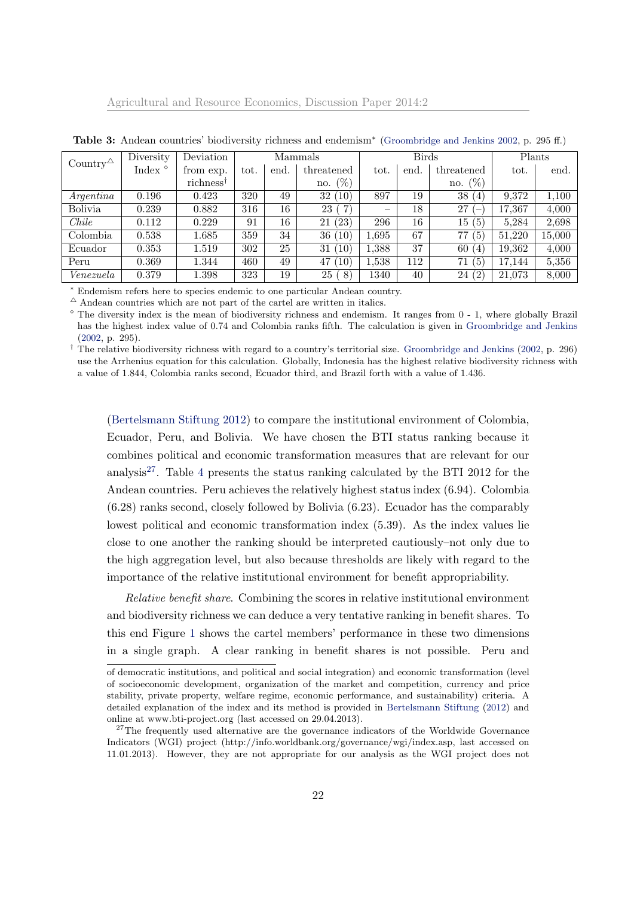**Table 3:** Andean countries' biodiversity richness and endemism* (Groombridge and Jenkins 2002, p. 295 ff.)

| Country△ | Diversity Index ◇ | Deviation from exp. richness† | Mammals | | | Birds | | | Plants | |
|---|---|---|---|---|---|---|---|---|---|---|
| | | | tot. | end. | threatened no. (%) | tot. | end. | threatened no. (%) | tot. | end. |
| *Argentina* | 0.196 | 0.423 | 320 | 49 | 32 (10) | 897 | 19 | 38 (4) | 9,372 | 1,100 |
| Bolivia | 0.239 | 0.882 | 316 | 16 | 23 ( 7) | – | 18 | 27 (–) | 17,367 | 4,000 |
| *Chile* | 0.112 | 0.229 | 91 | 16 | 21 (23) | 296 | 16 | 15 (5) | 5,284 | 2,698 |
| Colombia | 0.538 | 1.685 | 359 | 34 | 36 (10) | 1,695 | 67 | 77 (5) | 51,220 | 15,000 |
| Ecuador | 0.353 | 1.519 | 302 | 25 | 31 (10) | 1,388 | 37 | 60 (4) | 19,362 | 4,000 |
| Peru | 0.369 | 1.344 | 460 | 49 | 47 (10) | 1,538 | 112 | 71 (5) | 17,144 | 5,356 |
| *Venezuela* | 0.379 | 1.398 | 323 | 19 | 25 ( 8) | 1340 | 40 | 24 (2) | 21,073 | 8,000 |

\* Endemism refers here to species endemic to one particular Andean country.

△ Andean countries which are not part of the cartel are written in italics.

◇ The diversity index is the mean of biodiversity richness and endemism. It ranges from 0 - 1, where globally Brazil has the highest index value of 0.74 and Colombia ranks fifth. The calculation is given in Groombridge and Jenkins (2002, p. 295).

† The relative biodiversity richness with regard to a country's territorial size. Groombridge and Jenkins (2002, p. 296) use the Arrhenius equation for this calculation. Globally, Indonesia has the highest relative biodiversity richness with a value of 1.844, Colombia ranks second, Ecuador third, and Brazil forth with a value of 1.436.

(Bertelsmann Stiftung 2012) to compare the institutional environment of Colombia, Ecuador, Peru, and Bolivia. We have chosen the BTI status ranking because it combines political and economic transformation measures that are relevant for our analysis[27]. Table 4 presents the status ranking calculated by the BTI 2012 for the Andean countries. Peru achieves the relatively highest status index (6.94). Colombia (6.28) ranks second, closely followed by Bolivia (6.23). Ecuador has the comparably lowest political and economic transformation index (5.39). As the index values lie close to one another the ranking should be interpreted cautiously–not only due to the high aggregation level, but also because thresholds are likely with regard to the importance of the relative institutional environment for benefit appropriability.

*Relative benefit share.* Combining the scores in relative institutional environment and biodiversity richness we can deduce a very tentative ranking in benefit shares. To this end Figure 1 shows the cartel members' performance in these two dimensions in a single graph. A clear ranking in benefit shares is not possible. Peru and

of democratic institutions, and political and social integration) and economic transformation (level of socioeconomic development, organization of the market and competition, currency and price stability, private property, welfare regime, economic performance, and sustainability) criteria. A detailed explanation of the index and its method is provided in Bertelsmann Stiftung (2012) and online at www.bti-project.org (last accessed on 29.04.2013).

[27] The frequently used alternative are the governance indicators of the Worldwide Governance Indicators (WGI) project (http://info.worldbank.org/governance/wgi/index.asp, last accessed on 11.01.2013). However, they are not appropriate for our analysis as the WGI project does not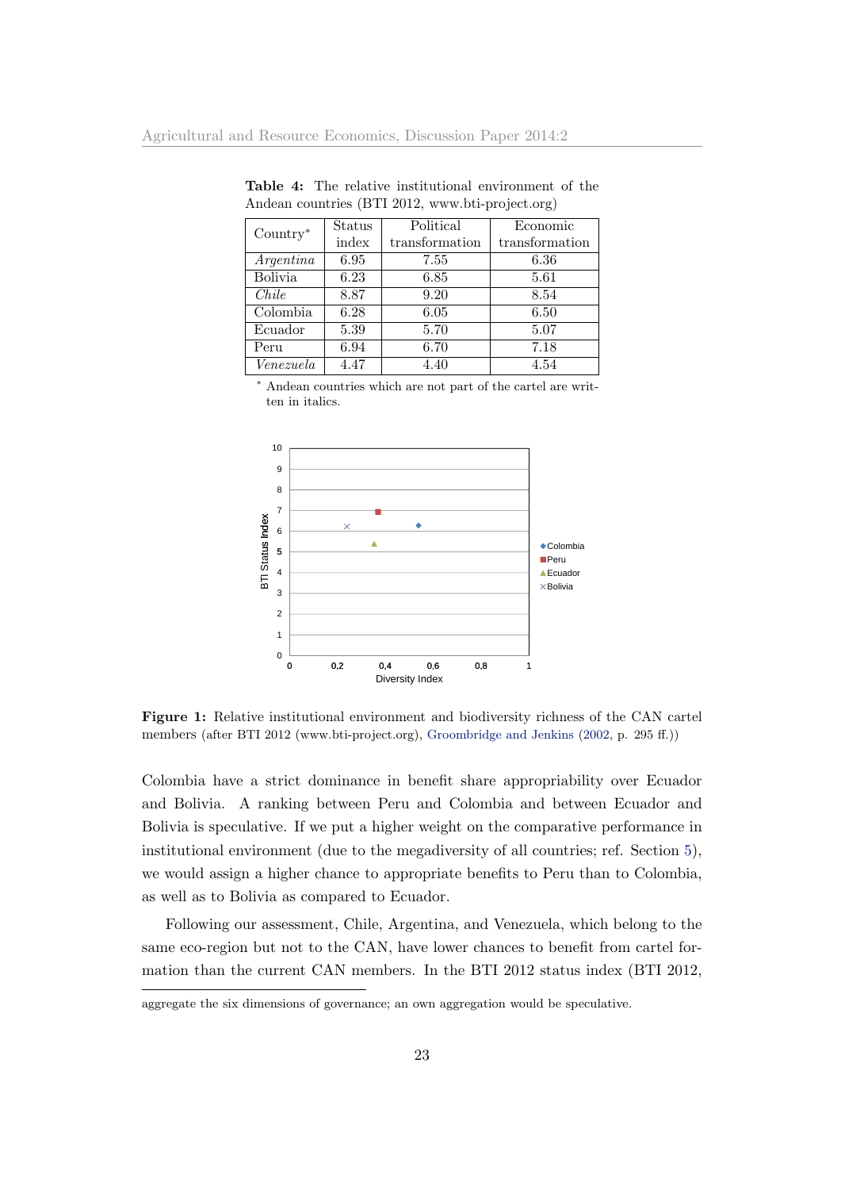**Table 4:** The relative institutional environment of the Andean countries (BTI 2012, www.bti-project.org)

| Country* | Status index | Political transformation | Economic transformation |
|---|---|---|---|
| *Argentina* | 6.95 | 7.55 | 6.36 |
| Bolivia | 6.23 | 6.85 | 5.61 |
| *Chile* | 8.87 | 9.20 | 8.54 |
| Colombia | 6.28 | 6.05 | 6.50 |
| Ecuador | 5.39 | 5.70 | 5.07 |
| Peru | 6.94 | 6.70 | 7.18 |
| *Venezuela* | 4.47 | 4.40 | 4.54 |

* Andean countries which are not part of the cartel are written in italics.

**Figure 1:** Relative institutional environment and biodiversity richness of the CAN cartel members (after BTI 2012 (www.bti-project.org), Groombridge and Jenkins (2002, p. 295 ff.))

Colombia have a strict dominance in benefit share appropriability over Ecuador and Bolivia. A ranking between Peru and Colombia and between Ecuador and Bolivia is speculative. If we put a higher weight on the comparative performance in institutional environment (due to the megadiversity of all countries; ref. Section 5), we would assign a higher chance to appropriate benefits to Peru than to Colombia, as well as to Bolivia as compared to Ecuador.

Following our assessment, Chile, Argentina, and Venezuela, which belong to the same eco-region but not to the CAN, have lower chances to benefit from cartel formation than the current CAN members. In the BTI 2012 status index (BTI 2012,

aggregate the six dimensions of governance; an own aggregation would be speculative.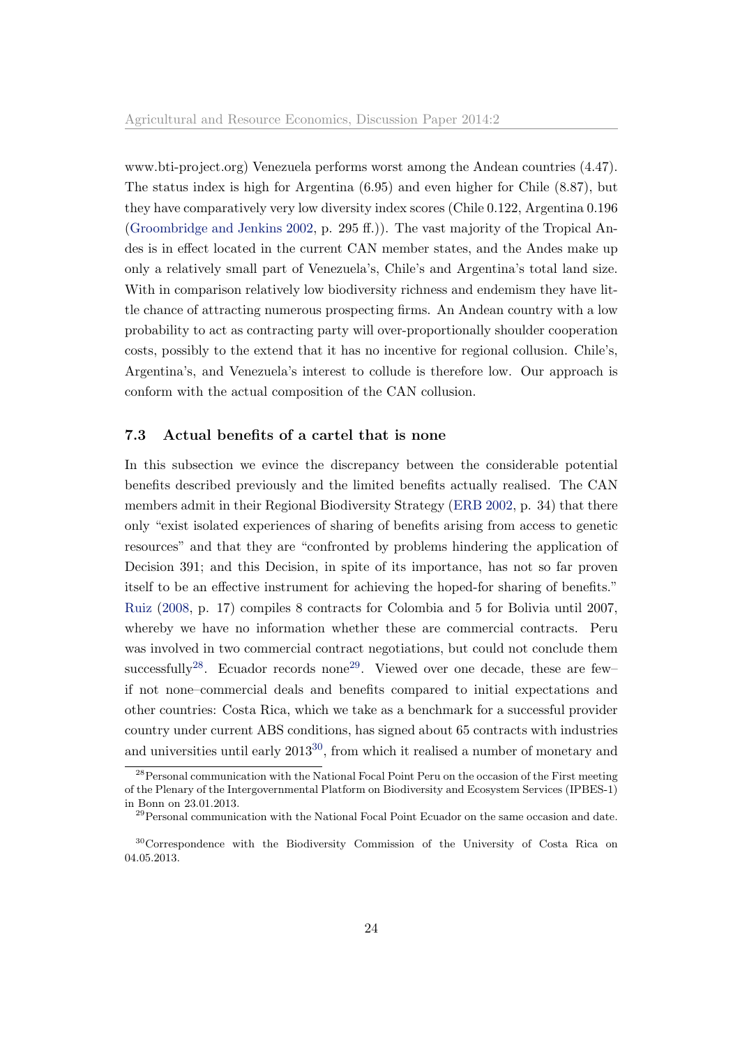www.bti-project.org) Venezuela performs worst among the Andean countries (4.47). The status index is high for Argentina (6.95) and even higher for Chile (8.87), but they have comparatively very low diversity index scores (Chile 0.122, Argentina 0.196 (Groombridge and Jenkins 2002, p. 295 ff.)). The vast majority of the Tropical Andes is in effect located in the current CAN member states, and the Andes make up only a relatively small part of Venezuela's, Chile's and Argentina's total land size. With in comparison relatively low biodiversity richness and endemism they have little chance of attracting numerous prospecting firms. An Andean country with a low probability to act as contracting party will over-proportionally shoulder cooperation costs, possibly to the extend that it has no incentive for regional collusion. Chile's, Argentina's, and Venezuela's interest to collude is therefore low. Our approach is conform with the actual composition of the CAN collusion.

### 7.3 Actual benefits of a cartel that is none

In this subsection we evince the discrepancy between the considerable potential benefits described previously and the limited benefits actually realised. The CAN members admit in their Regional Biodiversity Strategy (ERB 2002, p. 34) that there only "exist isolated experiences of sharing of benefits arising from access to genetic resources" and that they are "confronted by problems hindering the application of Decision 391; and this Decision, in spite of its importance, has not so far proven itself to be an effective instrument for achieving the hoped-for sharing of benefits." Ruiz (2008, p. 17) compiles 8 contracts for Colombia and 5 for Bolivia until 2007, whereby we have no information whether these are commercial contracts. Peru was involved in two commercial contract negotiations, but could not conclude them successfully[28]. Ecuador records none[29]. Viewed over one decade, these are few– if not none–commercial deals and benefits compared to initial expectations and other countries: Costa Rica, which we take as a benchmark for a successful provider country under current ABS conditions, has signed about 65 contracts with industries and universities until early 2013[30], from which it realised a number of monetary and

[28] Personal communication with the National Focal Point Peru on the occasion of the First meeting of the Plenary of the Intergovernmental Platform on Biodiversity and Ecosystem Services (IPBES-1) in Bonn on 23.01.2013.

[29] Personal communication with the National Focal Point Ecuador on the same occasion and date.

[30] Correspondence with the Biodiversity Commission of the University of Costa Rica on 04.05.2013.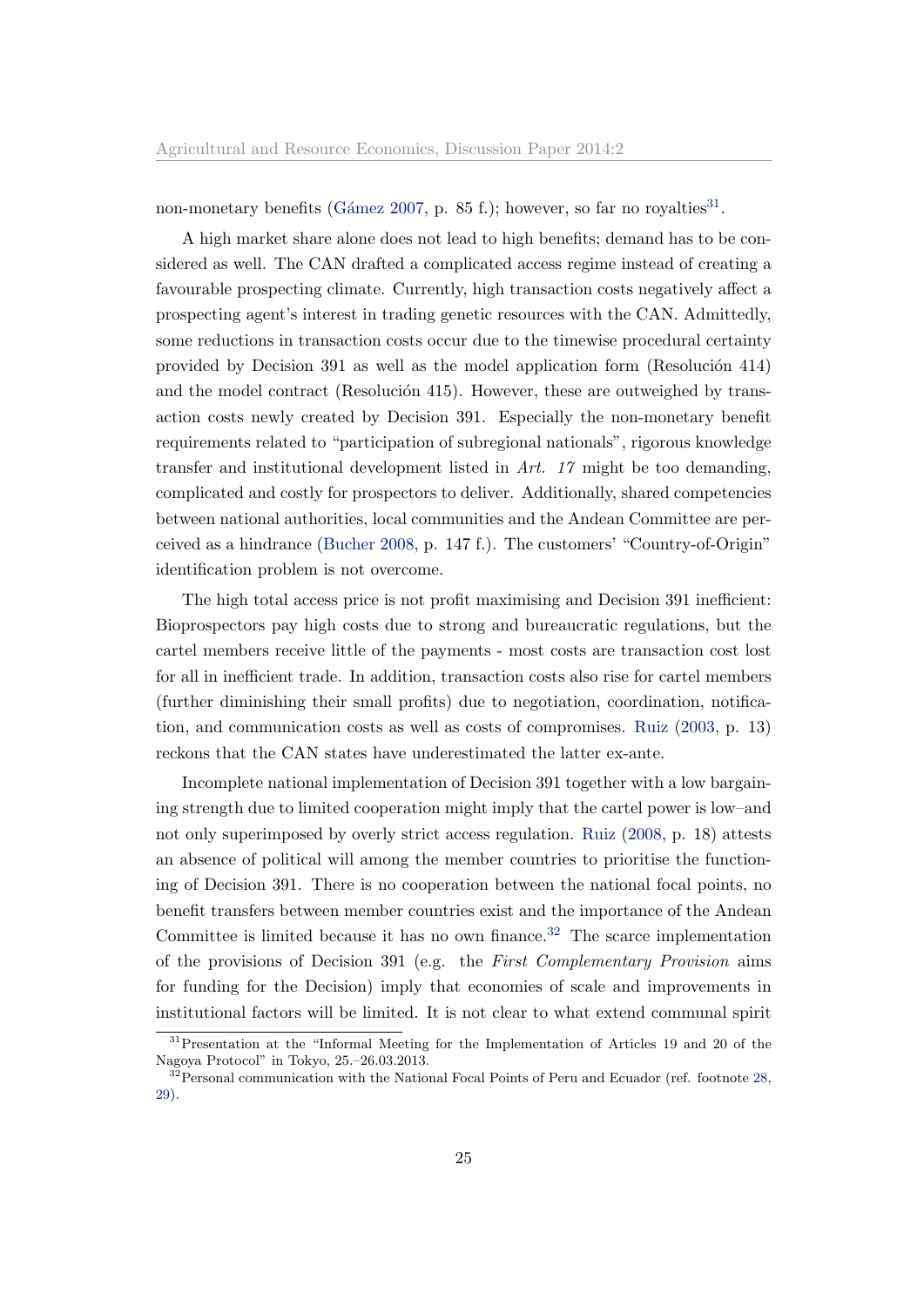non-monetary benefits (Gámez 2007, p. 85 f.); however, so far no royalties[31].

A high market share alone does not lead to high benefits; demand has to be considered as well. The CAN drafted a complicated access regime instead of creating a favourable prospecting climate. Currently, high transaction costs negatively affect a prospecting agent's interest in trading genetic resources with the CAN. Admittedly, some reductions in transaction costs occur due to the timewise procedural certainty provided by Decision 391 as well as the model application form (Resolución 414) and the model contract (Resolución 415). However, these are outweighed by transaction costs newly created by Decision 391. Especially the non-monetary benefit requirements related to "participation of subregional nationals", rigorous knowledge transfer and institutional development listed in *Art. 17* might be too demanding, complicated and costly for prospectors to deliver. Additionally, shared competencies between national authorities, local communities and the Andean Committee are perceived as a hindrance (Bucher 2008, p. 147 f.). The customers' "Country-of-Origin" identification problem is not overcome.

The high total access price is not profit maximising and Decision 391 inefficient: Bioprospectors pay high costs due to strong and bureaucratic regulations, but the cartel members receive little of the payments - most costs are transaction cost lost for all in inefficient trade. In addition, transaction costs also rise for cartel members (further diminishing their small profits) due to negotiation, coordination, notification, and communication costs as well as costs of compromises. Ruiz (2003, p. 13) reckons that the CAN states have underestimated the latter ex-ante.

Incomplete national implementation of Decision 391 together with a low bargaining strength due to limited cooperation might imply that the cartel power is low–and not only superimposed by overly strict access regulation. Ruiz (2008, p. 18) attests an absence of political will among the member countries to prioritise the functioning of Decision 391. There is no cooperation between the national focal points, no benefit transfers between member countries exist and the importance of the Andean Committee is limited because it has no own finance.[32] The scarce implementation of the provisions of Decision 391 (e.g. the *First Complementary Provision* aims for funding for the Decision) imply that economies of scale and improvements in institutional factors will be limited. It is not clear to what extend communal spirit

[31] Presentation at the "Informal Meeting for the Implementation of Articles 19 and 20 of the Nagoya Protocol" in Tokyo, 25.–26.03.2013.

[32] Personal communication with the National Focal Points of Peru and Ecuador (ref. footnote 28, 29).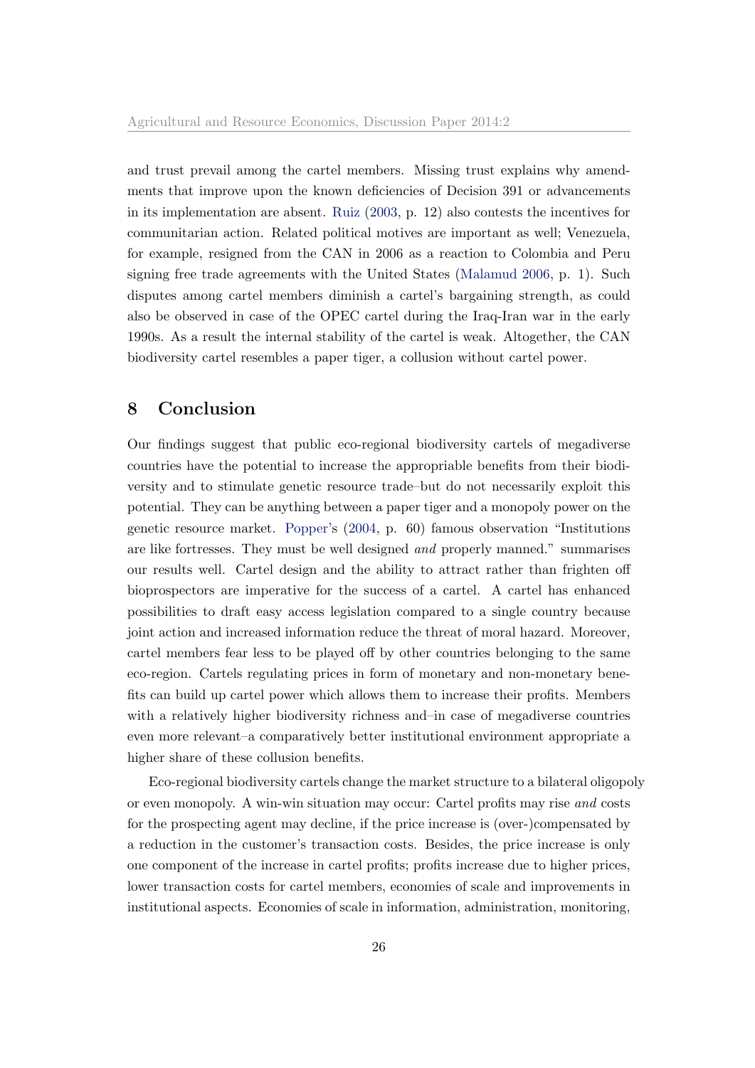and trust prevail among the cartel members. Missing trust explains why amendments that improve upon the known deficiencies of Decision 391 or advancements in its implementation are absent. Ruiz (2003, p. 12) also contests the incentives for communitarian action. Related political motives are important as well; Venezuela, for example, resigned from the CAN in 2006 as a reaction to Colombia and Peru signing free trade agreements with the United States (Malamud 2006, p. 1). Such disputes among cartel members diminish a cartel's bargaining strength, as could also be observed in case of the OPEC cartel during the Iraq-Iran war in the early 1990s. As a result the internal stability of the cartel is weak. Altogether, the CAN biodiversity cartel resembles a paper tiger, a collusion without cartel power.

## 8 Conclusion

Our findings suggest that public eco-regional biodiversity cartels of megadiverse countries have the potential to increase the appropriable benefits from their biodiversity and to stimulate genetic resource trade–but do not necessarily exploit this potential. They can be anything between a paper tiger and a monopoly power on the genetic resource market. Popper's (2004, p. 60) famous observation "Institutions are like fortresses. They must be well designed *and* properly manned." summarises our results well. Cartel design and the ability to attract rather than frighten off bioprospectors are imperative for the success of a cartel. A cartel has enhanced possibilities to draft easy access legislation compared to a single country because joint action and increased information reduce the threat of moral hazard. Moreover, cartel members fear less to be played off by other countries belonging to the same eco-region. Cartels regulating prices in form of monetary and non-monetary benefits can build up cartel power which allows them to increase their profits. Members with a relatively higher biodiversity richness and–in case of megadiverse countries even more relevant–a comparatively better institutional environment appropriate a higher share of these collusion benefits.

Eco-regional biodiversity cartels change the market structure to a bilateral oligopoly or even monopoly. A win-win situation may occur: Cartel profits may rise *and* costs for the prospecting agent may decline, if the price increase is (over-)compensated by a reduction in the customer's transaction costs. Besides, the price increase is only one component of the increase in cartel profits; profits increase due to higher prices, lower transaction costs for cartel members, economies of scale and improvements in institutional aspects. Economies of scale in information, administration, monitoring,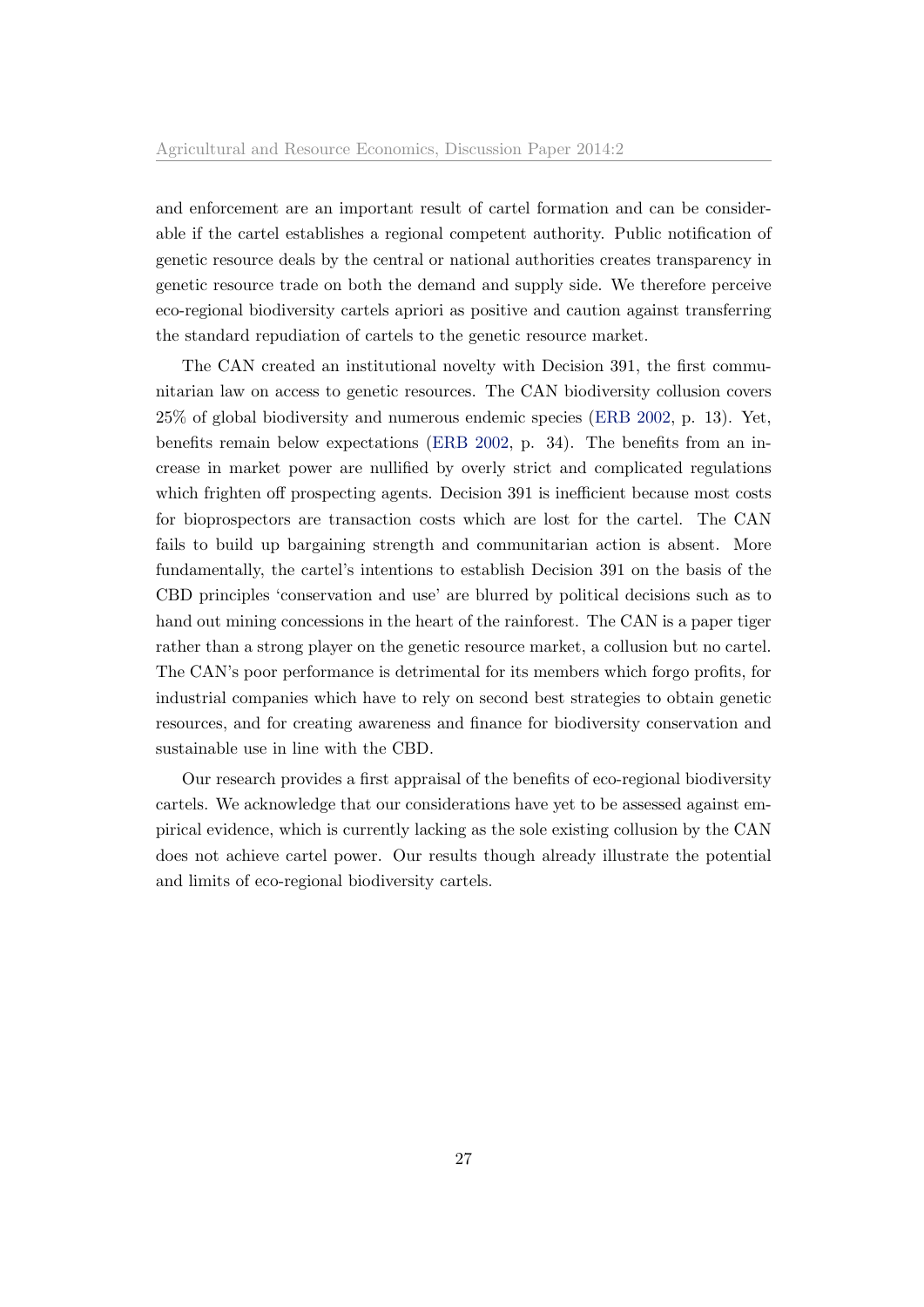and enforcement are an important result of cartel formation and can be considerable if the cartel establishes a regional competent authority. Public notification of genetic resource deals by the central or national authorities creates transparency in genetic resource trade on both the demand and supply side. We therefore perceive eco-regional biodiversity cartels apriori as positive and caution against transferring the standard repudiation of cartels to the genetic resource market.

The CAN created an institutional novelty with Decision 391, the first communitarian law on access to genetic resources. The CAN biodiversity collusion covers 25% of global biodiversity and numerous endemic species (ERB 2002, p. 13). Yet, benefits remain below expectations (ERB 2002, p. 34). The benefits from an increase in market power are nullified by overly strict and complicated regulations which frighten off prospecting agents. Decision 391 is inefficient because most costs for bioprospectors are transaction costs which are lost for the cartel. The CAN fails to build up bargaining strength and communitarian action is absent. More fundamentally, the cartel's intentions to establish Decision 391 on the basis of the CBD principles 'conservation and use' are blurred by political decisions such as to hand out mining concessions in the heart of the rainforest. The CAN is a paper tiger rather than a strong player on the genetic resource market, a collusion but no cartel. The CAN's poor performance is detrimental for its members which forgo profits, for industrial companies which have to rely on second best strategies to obtain genetic resources, and for creating awareness and finance for biodiversity conservation and sustainable use in line with the CBD.

Our research provides a first appraisal of the benefits of eco-regional biodiversity cartels. We acknowledge that our considerations have yet to be assessed against empirical evidence, which is currently lacking as the sole existing collusion by the CAN does not achieve cartel power. Our results though already illustrate the potential and limits of eco-regional biodiversity cartels.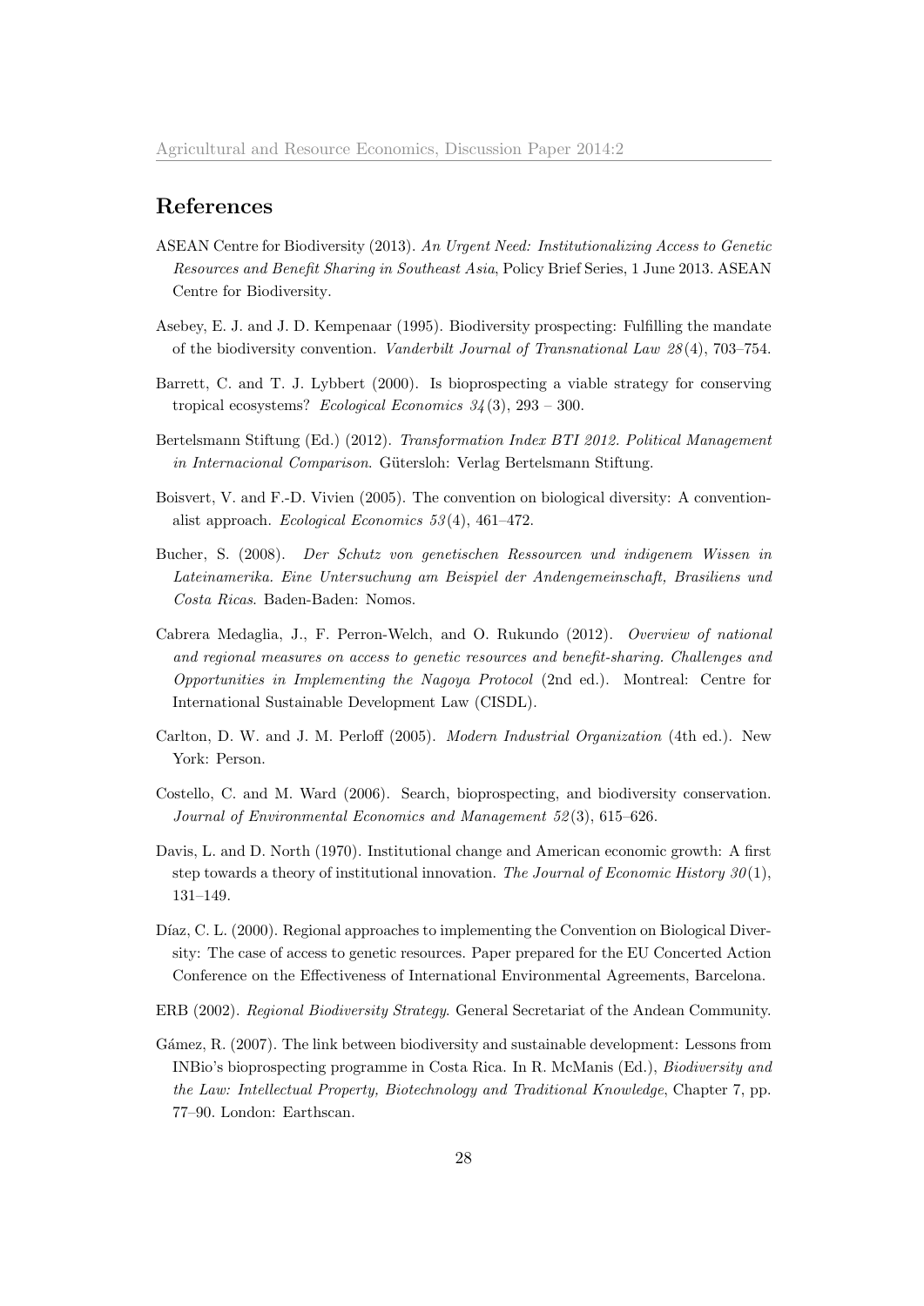## References

ASEAN Centre for Biodiversity (2013). *An Urgent Need: Institutionalizing Access to Genetic Resources and Benefit Sharing in Southeast Asia*, Policy Brief Series, 1 June 2013. ASEAN Centre for Biodiversity.

Asebey, E. J. and J. D. Kempenaar (1995). Biodiversity prospecting: Fulfilling the mandate of the biodiversity convention. *Vanderbilt Journal of Transnational Law 28*(4), 703–754.

Barrett, C. and T. J. Lybbert (2000). Is bioprospecting a viable strategy for conserving tropical ecosystems? *Ecological Economics 34*(3), 293 – 300.

Bertelsmann Stiftung (Ed.) (2012). *Transformation Index BTI 2012. Political Management in Internacional Comparison*. Gütersloh: Verlag Bertelsmann Stiftung.

Boisvert, V. and F.-D. Vivien (2005). The convention on biological diversity: A conventionalist approach. *Ecological Economics 53*(4), 461–472.

Bucher, S. (2008). *Der Schutz von genetischen Ressourcen und indigenem Wissen in Lateinamerika. Eine Untersuchung am Beispiel der Andengemeinschaft, Brasiliens und Costa Ricas*. Baden-Baden: Nomos.

Cabrera Medaglia, J., F. Perron-Welch, and O. Rukundo (2012). *Overview of national and regional measures on access to genetic resources and benefit-sharing. Challenges and Opportunities in Implementing the Nagoya Protocol* (2nd ed.). Montreal: Centre for International Sustainable Development Law (CISDL).

Carlton, D. W. and J. M. Perloff (2005). *Modern Industrial Organization* (4th ed.). New York: Person.

Costello, C. and M. Ward (2006). Search, bioprospecting, and biodiversity conservation. *Journal of Environmental Economics and Management 52*(3), 615–626.

Davis, L. and D. North (1970). Institutional change and American economic growth: A first step towards a theory of institutional innovation. *The Journal of Economic History 30*(1), 131–149.

Díaz, C. L. (2000). Regional approaches to implementing the Convention on Biological Diversity: The case of access to genetic resources. Paper prepared for the EU Concerted Action Conference on the Effectiveness of International Environmental Agreements, Barcelona.

ERB (2002). *Regional Biodiversity Strategy*. General Secretariat of the Andean Community.

Gámez, R. (2007). The link between biodiversity and sustainable development: Lessons from INBio's bioprospecting programme in Costa Rica. In R. McManis (Ed.), *Biodiversity and the Law: Intellectual Property, Biotechnology and Traditional Knowledge*, Chapter 7, pp. 77–90. London: Earthscan.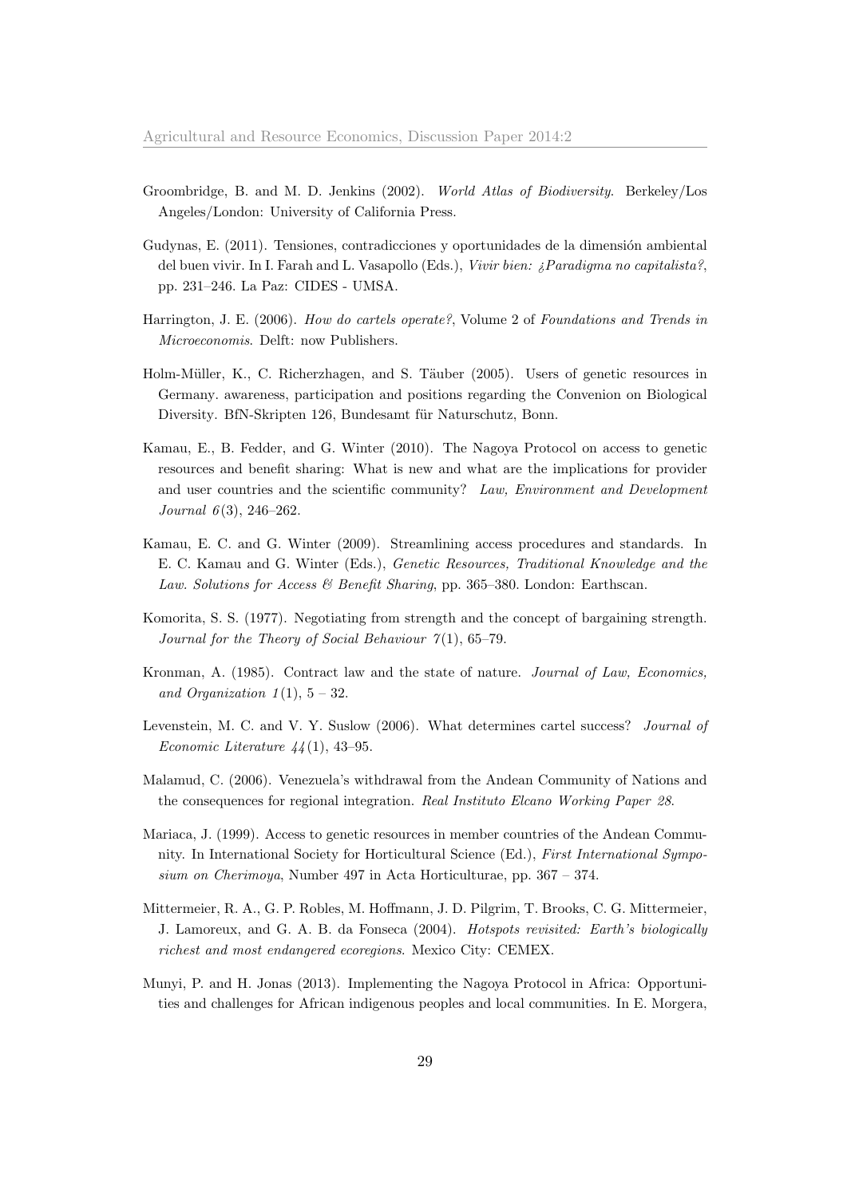Groombridge, B. and M. D. Jenkins (2002). *World Atlas of Biodiversity*. Berkeley/Los Angeles/London: University of California Press.

Gudynas, E. (2011). Tensiones, contradicciones y oportunidades de la dimensión ambiental del buen vivir. In I. Farah and L. Vasapollo (Eds.), *Vivir bien: ¿Paradigma no capitalista?*, pp. 231–246. La Paz: CIDES - UMSA.

Harrington, J. E. (2006). *How do cartels operate?*, Volume 2 of *Foundations and Trends in Microeconomis*. Delft: now Publishers.

Holm-Müller, K., C. Richerzhagen, and S. Täuber (2005). Users of genetic resources in Germany. awareness, participation and positions regarding the Convenion on Biological Diversity. BfN-Skripten 126, Bundesamt für Naturschutz, Bonn.

Kamau, E., B. Fedder, and G. Winter (2010). The Nagoya Protocol on access to genetic resources and benefit sharing: What is new and what are the implications for provider and user countries and the scientific community? *Law, Environment and Development Journal 6*(3), 246–262.

Kamau, E. C. and G. Winter (2009). Streamlining access procedures and standards. In E. C. Kamau and G. Winter (Eds.), *Genetic Resources, Traditional Knowledge and the Law. Solutions for Access & Benefit Sharing*, pp. 365–380. London: Earthscan.

Komorita, S. S. (1977). Negotiating from strength and the concept of bargaining strength. *Journal for the Theory of Social Behaviour 7*(1), 65–79.

Kronman, A. (1985). Contract law and the state of nature. *Journal of Law, Economics, and Organization 1*(1), 5 – 32.

Levenstein, M. C. and V. Y. Suslow (2006). What determines cartel success? *Journal of Economic Literature 44*(1), 43–95.

Malamud, C. (2006). Venezuela's withdrawal from the Andean Community of Nations and the consequences for regional integration. *Real Instituto Elcano Working Paper 28*.

Mariaca, J. (1999). Access to genetic resources in member countries of the Andean Community. In International Society for Horticultural Science (Ed.), *First International Symposium on Cherimoya*, Number 497 in Acta Horticulturae, pp. 367 – 374.

Mittermeier, R. A., G. P. Robles, M. Hoffmann, J. D. Pilgrim, T. Brooks, C. G. Mittermeier, J. Lamoreux, and G. A. B. da Fonseca (2004). *Hotspots revisited: Earth's biologically richest and most endangered ecoregions*. Mexico City: CEMEX.

Munyi, P. and H. Jonas (2013). Implementing the Nagoya Protocol in Africa: Opportunities and challenges for African indigenous peoples and local communities. In E. Morgera,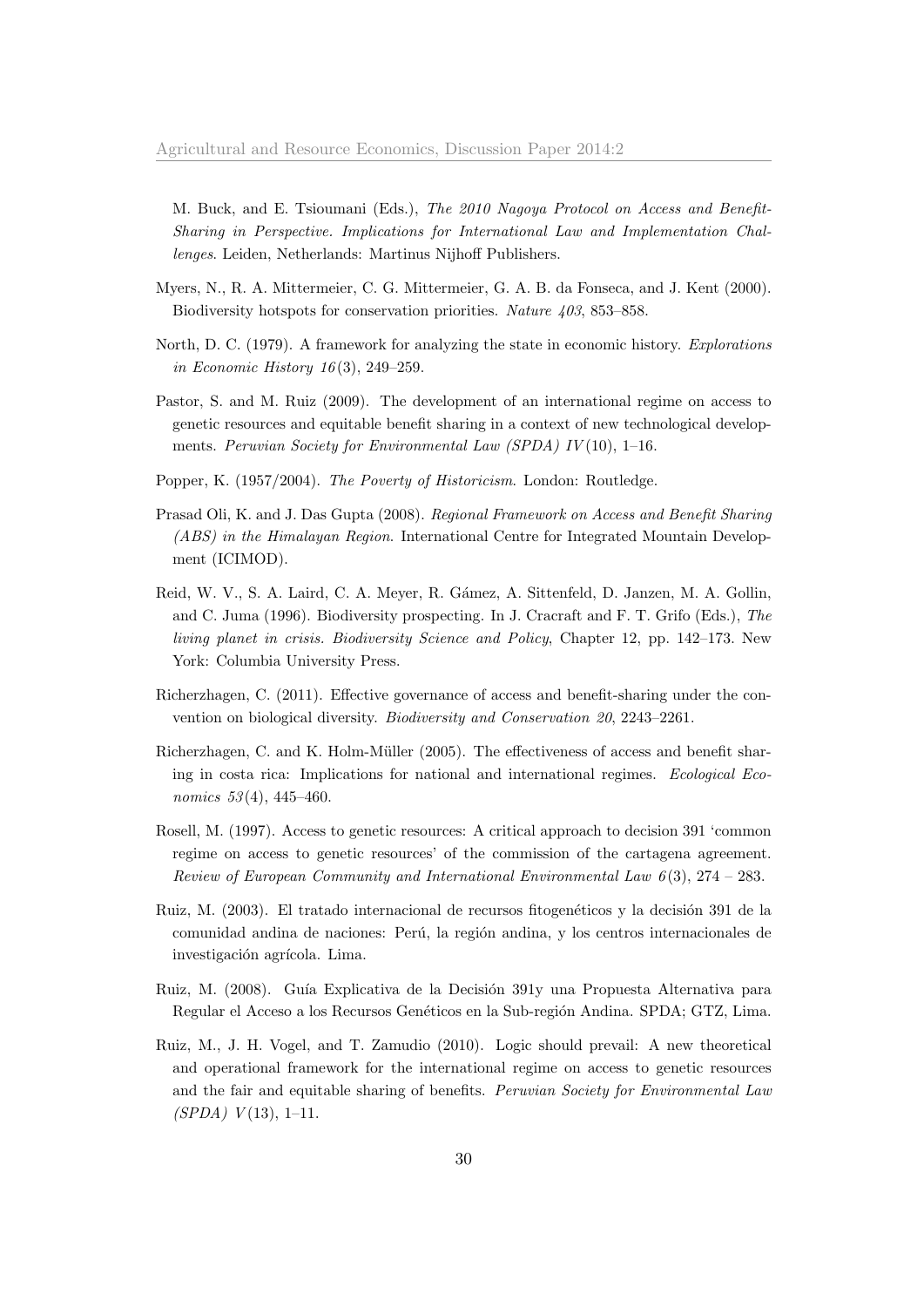M. Buck, and E. Tsioumani (Eds.), *The 2010 Nagoya Protocol on Access and Benefit-Sharing in Perspective. Implications for International Law and Implementation Challenges*. Leiden, Netherlands: Martinus Nijhoff Publishers.

Myers, N., R. A. Mittermeier, C. G. Mittermeier, G. A. B. da Fonseca, and J. Kent (2000). Biodiversity hotspots for conservation priorities. *Nature 403*, 853–858.

North, D. C. (1979). A framework for analyzing the state in economic history. *Explorations in Economic History 16*(3), 249–259.

Pastor, S. and M. Ruiz (2009). The development of an international regime on access to genetic resources and equitable benefit sharing in a context of new technological developments. *Peruvian Society for Environmental Law (SPDA) IV*(10), 1–16.

Popper, K. (1957/2004). *The Poverty of Historicism*. London: Routledge.

Prasad Oli, K. and J. Das Gupta (2008). *Regional Framework on Access and Benefit Sharing (ABS) in the Himalayan Region*. International Centre for Integrated Mountain Development (ICIMOD).

Reid, W. V., S. A. Laird, C. A. Meyer, R. Gámez, A. Sittenfeld, D. Janzen, M. A. Gollin, and C. Juma (1996). Biodiversity prospecting. In J. Cracraft and F. T. Grifo (Eds.), *The living planet in crisis. Biodiversity Science and Policy*, Chapter 12, pp. 142–173. New York: Columbia University Press.

Richerzhagen, C. (2011). Effective governance of access and benefit-sharing under the convention on biological diversity. *Biodiversity and Conservation 20*, 2243–2261.

Richerzhagen, C. and K. Holm-Müller (2005). The effectiveness of access and benefit sharing in costa rica: Implications for national and international regimes. *Ecological Economics 53*(4), 445–460.

Rosell, M. (1997). Access to genetic resources: A critical approach to decision 391 'common regime on access to genetic resources' of the commission of the cartagena agreement. *Review of European Community and International Environmental Law 6*(3), 274 – 283.

Ruiz, M. (2003). El tratado internacional de recursos fitogenéticos y la decisión 391 de la comunidad andina de naciones: Perú, la región andina, y los centros internacionales de investigación agrícola. Lima.

Ruiz, M. (2008). Guía Explicativa de la Decisión 391y una Propuesta Alternativa para Regular el Acceso a los Recursos Genéticos en la Sub-región Andina. SPDA; GTZ, Lima.

Ruiz, M., J. H. Vogel, and T. Zamudio (2010). Logic should prevail: A new theoretical and operational framework for the international regime on access to genetic resources and the fair and equitable sharing of benefits. *Peruvian Society for Environmental Law (SPDA) V*(13), 1–11.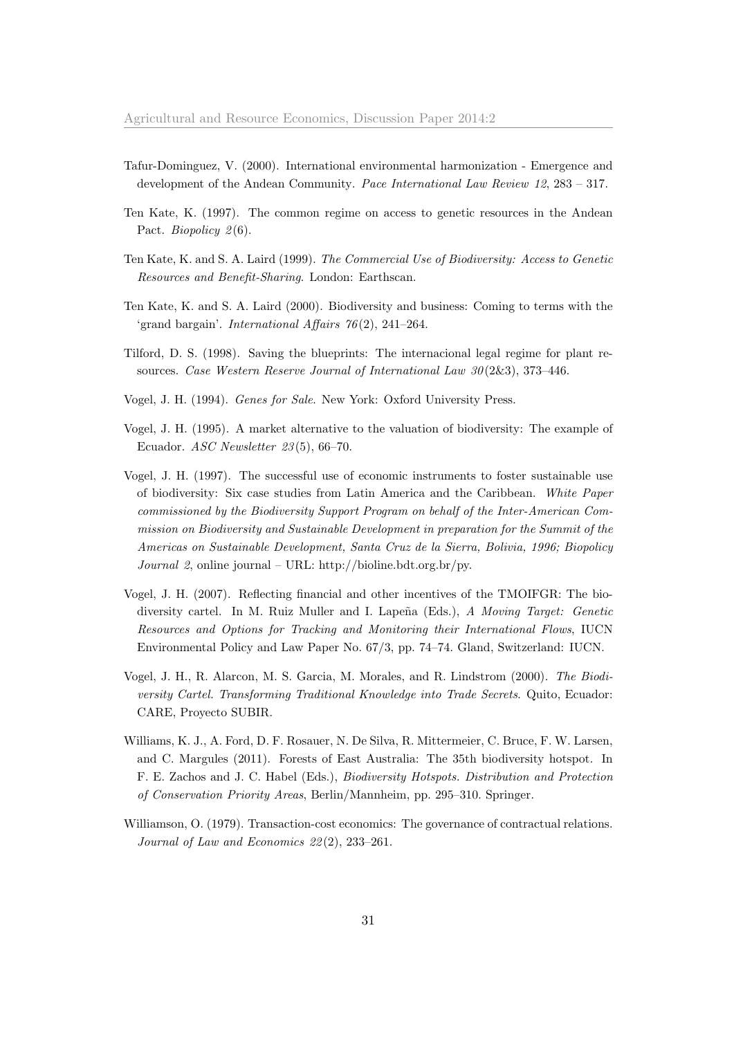Tafur-Dominguez, V. (2000). International environmental harmonization - Emergence and development of the Andean Community. *Pace International Law Review 12*, 283 – 317.

Ten Kate, K. (1997). The common regime on access to genetic resources in the Andean Pact. *Biopolicy 2*(6).

Ten Kate, K. and S. A. Laird (1999). *The Commercial Use of Biodiversity: Access to Genetic Resources and Benefit-Sharing*. London: Earthscan.

Ten Kate, K. and S. A. Laird (2000). Biodiversity and business: Coming to terms with the 'grand bargain'. *International Affairs 76*(2), 241–264.

Tilford, D. S. (1998). Saving the blueprints: The internacional legal regime for plant resources. *Case Western Reserve Journal of International Law 30*(2&3), 373–446.

Vogel, J. H. (1994). *Genes for Sale*. New York: Oxford University Press.

Vogel, J. H. (1995). A market alternative to the valuation of biodiversity: The example of Ecuador. *ASC Newsletter 23*(5), 66–70.

Vogel, J. H. (1997). The successful use of economic instruments to foster sustainable use of biodiversity: Six case studies from Latin America and the Caribbean. *White Paper commissioned by the Biodiversity Support Program on behalf of the Inter-American Commission on Biodiversity and Sustainable Development in preparation for the Summit of the Americas on Sustainable Development, Santa Cruz de la Sierra, Bolivia, 1996; Biopolicy Journal 2*, online journal – URL: http://bioline.bdt.org.br/py.

Vogel, J. H. (2007). Reflecting financial and other incentives of the TMOIFGR: The biodiversity cartel. In M. Ruiz Muller and I. Lapeña (Eds.), *A Moving Target: Genetic Resources and Options for Tracking and Monitoring their International Flows*, IUCN Environmental Policy and Law Paper No. 67/3, pp. 74–74. Gland, Switzerland: IUCN.

Vogel, J. H., R. Alarcon, M. S. Garcia, M. Morales, and R. Lindstrom (2000). *The Biodiversity Cartel. Transforming Traditional Knowledge into Trade Secrets*. Quito, Ecuador: CARE, Proyecto SUBIR.

Williams, K. J., A. Ford, D. F. Rosauer, N. De Silva, R. Mittermeier, C. Bruce, F. W. Larsen, and C. Margules (2011). Forests of East Australia: The 35th biodiversity hotspot. In F. E. Zachos and J. C. Habel (Eds.), *Biodiversity Hotspots. Distribution and Protection of Conservation Priority Areas*, Berlin/Mannheim, pp. 295–310. Springer.

Williamson, O. (1979). Transaction-cost economics: The governance of contractual relations. *Journal of Law and Economics 22*(2), 233–261.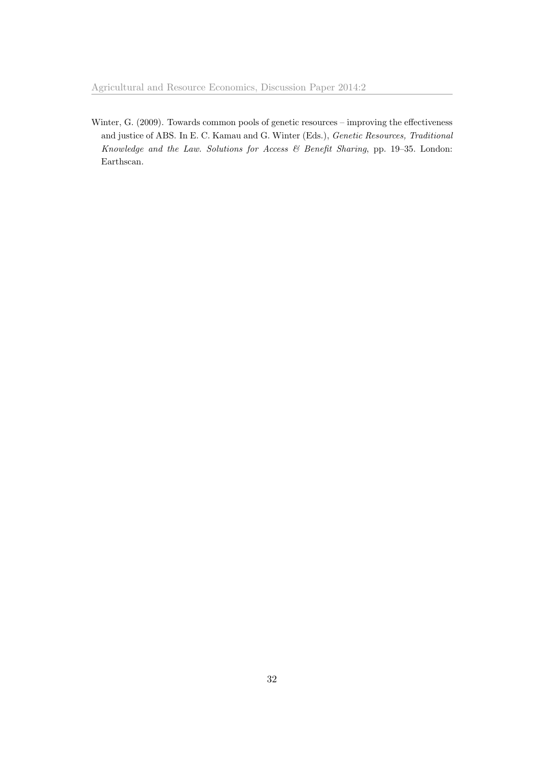Winter, G. (2009). Towards common pools of genetic resources – improving the effectiveness and justice of ABS. In E. C. Kamau and G. Winter (Eds.), *Genetic Resources, Traditional Knowledge and the Law. Solutions for Access & Benefit Sharing*, pp. 19–35. London: Earthscan.